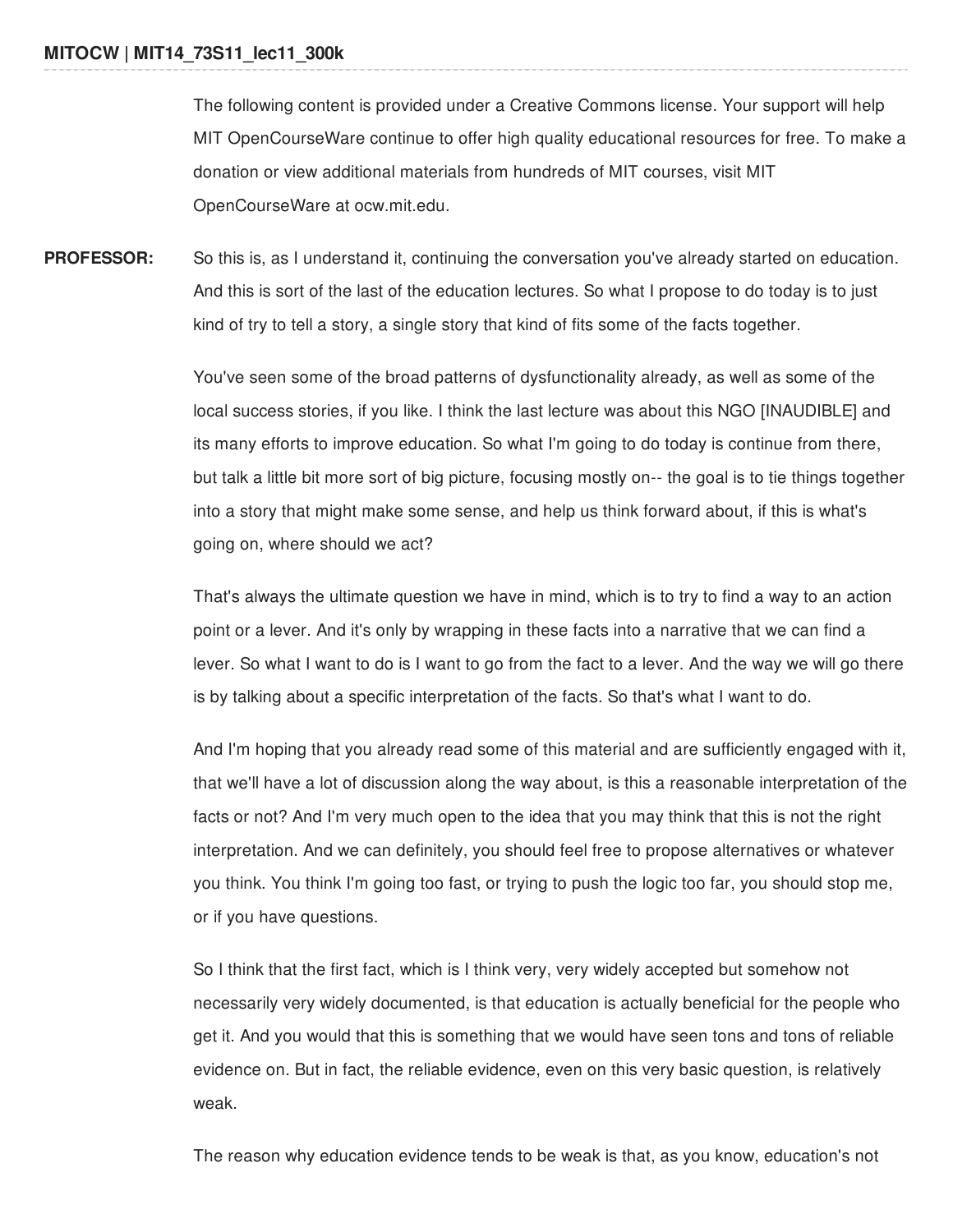The following content is provided under a Creative Commons license. Your support will help MIT OpenCourseWare continue to offer high quality educational resources for free. To make a donation or view additional materials from hundreds of MIT courses, visit MIT OpenCourseWare at ocw.mit.edu.

**PROFESSOR:** So this is, as I understand it, continuing the conversation you've already started on education. And this is sort of the last of the education lectures. So what I propose to do today is to just kind of try to tell a story, a single story that kind of fits some of the facts together.

You've seen some of the broad patterns of dysfunctionality already, as well as some of the local success stories, if you like. I think the last lecture was about this NGO [INAUDIBLE] and its many efforts to improve education. So what I'm going to do today is continue from there, but talk a little bit more sort of big picture, focusing mostly on-- the goal is to tie things together into a story that might make some sense, and help us think forward about, if this is what's going on, where should we act?

That's always the ultimate question we have in mind, which is to try to find a way to an action point or a lever. And it's only by wrapping in these facts into a narrative that we can find a lever. So what I want to do is I want to go from the fact to a lever. And the way we will go there is by talking about a specific interpretation of the facts. So that's what I want to do.

And I'm hoping that you already read some of this material and are sufficiently engaged with it, that we'll have a lot of discussion along the way about, is this a reasonable interpretation of the facts or not? And I'm very much open to the idea that you may think that this is not the right interpretation. And we can definitely, you should feel free to propose alternatives or whatever you think. You think I'm going too fast, or trying to push the logic too far, you should stop me, or if you have questions.

So I think that the first fact, which is I think very, very widely accepted but somehow not necessarily very widely documented, is that education is actually beneficial for the people who get it. And you would that this is something that we would have seen tons and tons of reliable evidence on. But in fact, the reliable evidence, even on this very basic question, is relatively weak.

The reason why education evidence tends to be weak is that, as you know, education's not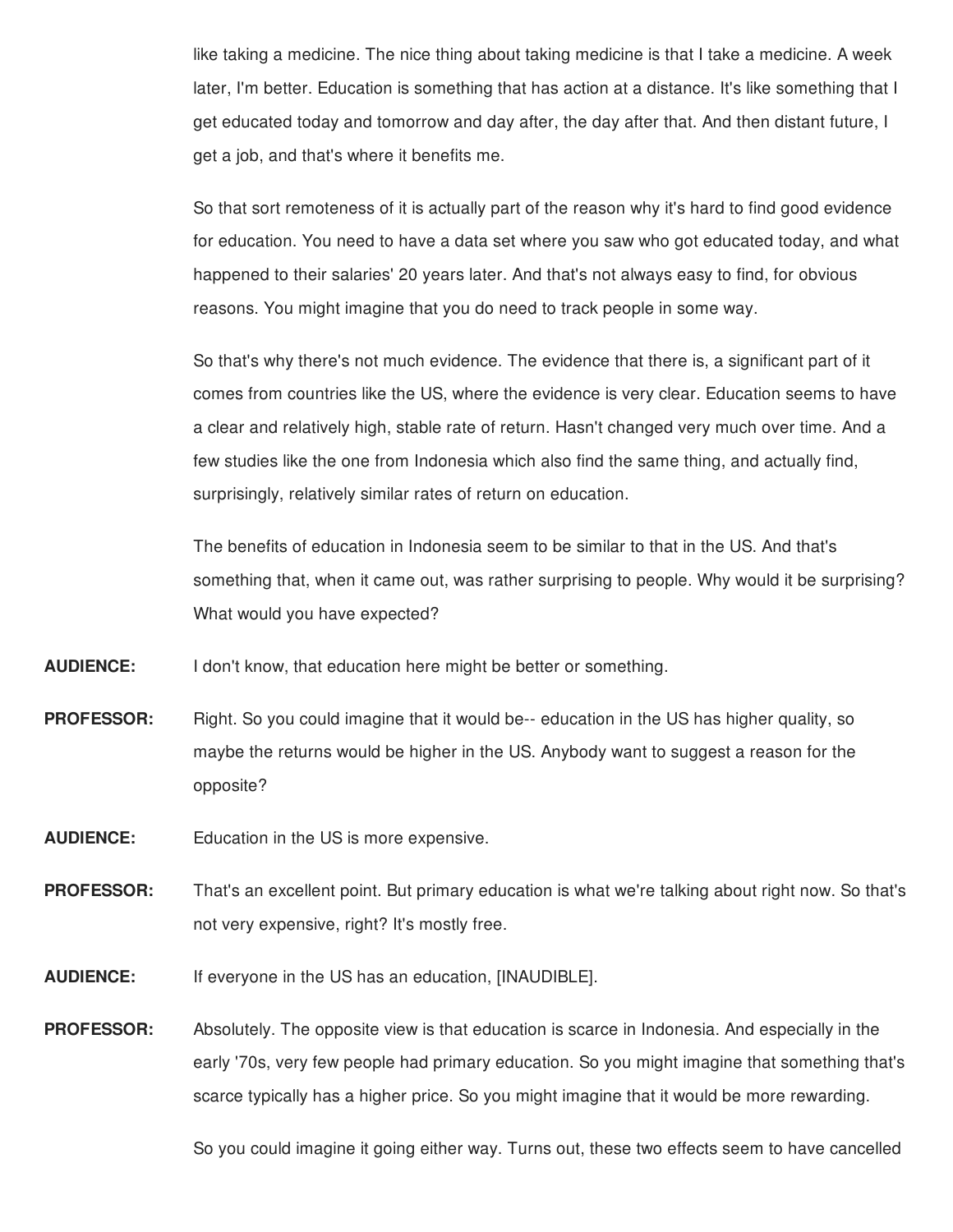like taking a medicine. The nice thing about taking medicine is that I take a medicine. A week later, I'm better. Education is something that has action at a distance. It's like something that I get educated today and tomorrow and day after, the day after that. And then distant future, I get a job, and that's where it benefits me.

So that sort remoteness of it is actually part of the reason why it's hard to find good evidence for education. You need to have a data set where you saw who got educated today, and what happened to their salaries' 20 years later. And that's not always easy to find, for obvious reasons. You might imagine that you do need to track people in some way.

So that's why there's not much evidence. The evidence that there is, a significant part of it comes from countries like the US, where the evidence is very clear. Education seems to have a clear and relatively high, stable rate of return. Hasn't changed very much over time. And a few studies like the one from Indonesia which also find the same thing, and actually find, surprisingly, relatively similar rates of return on education.

The benefits of education in Indonesia seem to be similar to that in the US. And that's something that, when it came out, was rather surprising to people. Why would it be surprising? What would you have expected?

**AUDIENCE:** I don't know, that education here might be better or something.

**PROFESSOR:** Right. So you could imagine that it would be-- education in the US has higher quality, so maybe the returns would be higher in the US. Anybody want to suggest a reason for the opposite?

**AUDIENCE:** Education in the US is more expensive.

**PROFESSOR:** That's an excellent point. But primary education is what we're talking about right now. So that's not very expensive, right? It's mostly free.

**AUDIENCE:** If everyone in the US has an education, [INAUDIBLE].

**PROFESSOR:** Absolutely. The opposite view is that education is scarce in Indonesia. And especially in the early '70s, very few people had primary education. So you might imagine that something that's scarce typically has a higher price. So you might imagine that it would be more rewarding.

So you could imagine it going either way. Turns out, these two effects seem to have cancelled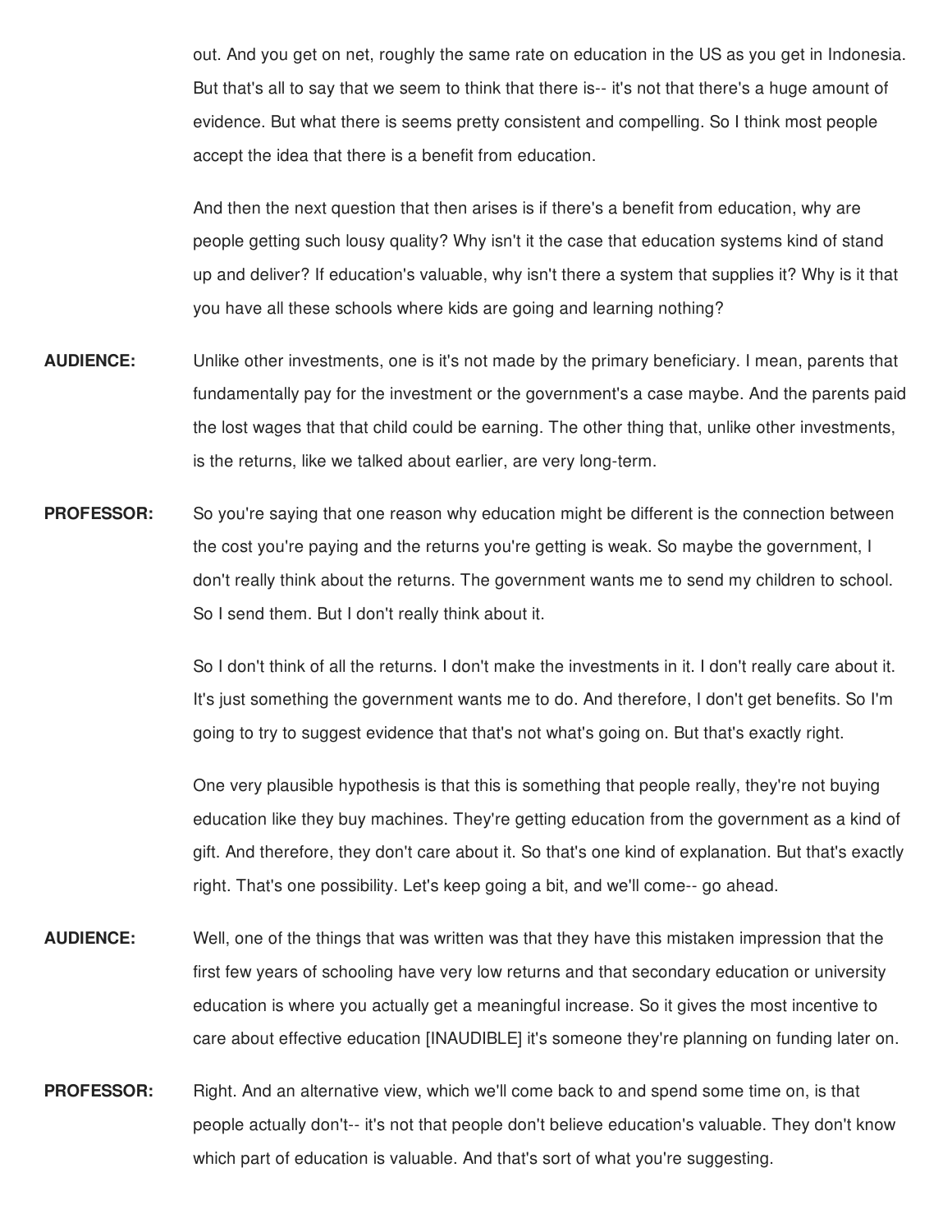out. And you get on net, roughly the same rate on education in the US as you get in Indonesia. But that's all to say that we seem to think that there is-- it's not that there's a huge amount of evidence. But what there is seems pretty consistent and compelling. So I think most people accept the idea that there is a benefit from education.

And then the next question that then arises is if there's a benefit from education, why are people getting such lousy quality? Why isn't it the case that education systems kind of stand up and deliver? If education's valuable, why isn't there a system that supplies it? Why is it that you have all these schools where kids are going and learning nothing?

**AUDIENCE:** Unlike other investments, one is it's not made by the primary beneficiary. I mean, parents that fundamentally pay for the investment or the government's a case maybe. And the parents paid the lost wages that that child could be earning. The other thing that, unlike other investments, is the returns, like we talked about earlier, are very long-term.

**PROFESSOR:** So you're saying that one reason why education might be different is the connection between the cost you're paying and the returns you're getting is weak. So maybe the government, I don't really think about the returns. The government wants me to send my children to school. So I send them. But I don't really think about it.

So I don't think of all the returns. I don't make the investments in it. I don't really care about it. It's just something the government wants me to do. And therefore, I don't get benefits. So I'm going to try to suggest evidence that that's not what's going on. But that's exactly right.

One very plausible hypothesis is that this is something that people really, they're not buying education like they buy machines. They're getting education from the government as a kind of gift. And therefore, they don't care about it. So that's one kind of explanation. But that's exactly right. That's one possibility. Let's keep going a bit, and we'll come-- go ahead.

**AUDIENCE:** Well, one of the things that was written was that they have this mistaken impression that the first few years of schooling have very low returns and that secondary education or university education is where you actually get a meaningful increase. So it gives the most incentive to care about effective education [INAUDIBLE] it's someone they're planning on funding later on.

**PROFESSOR:** Right. And an alternative view, which we'll come back to and spend some time on, is that people actually don't-- it's not that people don't believe education's valuable. They don't know which part of education is valuable. And that's sort of what you're suggesting.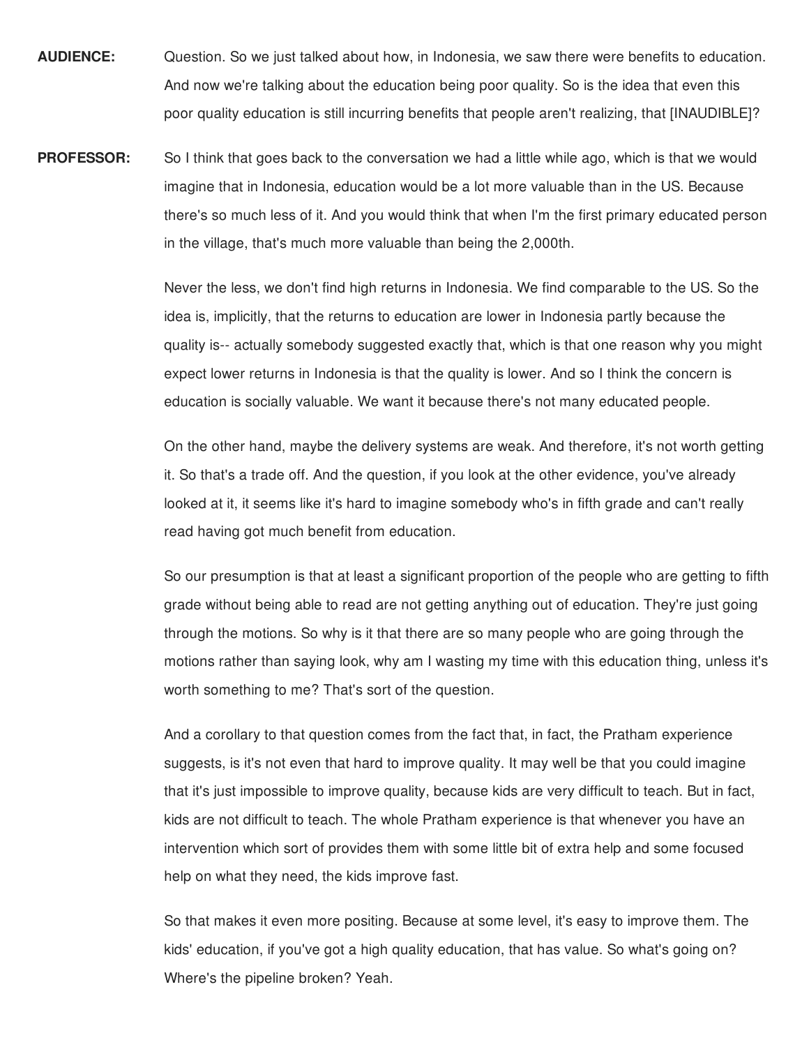**AUDIENCE:** Question. So we just talked about how, in Indonesia, we saw there were benefits to education. And now we're talking about the education being poor quality. So is the idea that even this poor quality education is still incurring benefits that people aren't realizing, that [INAUDIBLE]?

**PROFESSOR:** So I think that goes back to the conversation we had a little while ago, which is that we would imagine that in Indonesia, education would be a lot more valuable than in the US. Because there's so much less of it. And you would think that when I'm the first primary educated person in the village, that's much more valuable than being the 2,000th.

Never the less, we don't find high returns in Indonesia. We find comparable to the US. So the idea is, implicitly, that the returns to education are lower in Indonesia partly because the quality is-- actually somebody suggested exactly that, which is that one reason why you might expect lower returns in Indonesia is that the quality is lower. And so I think the concern is education is socially valuable. We want it because there's not many educated people.

On the other hand, maybe the delivery systems are weak. And therefore, it's not worth getting it. So that's a trade off. And the question, if you look at the other evidence, you've already looked at it, it seems like it's hard to imagine somebody who's in fifth grade and can't really read having got much benefit from education.

So our presumption is that at least a significant proportion of the people who are getting to fifth grade without being able to read are not getting anything out of education. They're just going through the motions. So why is it that there are so many people who are going through the motions rather than saying look, why am I wasting my time with this education thing, unless it's worth something to me? That's sort of the question.

And a corollary to that question comes from the fact that, in fact, the Pratham experience suggests, is it's not even that hard to improve quality. It may well be that you could imagine that it's just impossible to improve quality, because kids are very difficult to teach. But in fact, kids are not difficult to teach. The whole Pratham experience is that whenever you have an intervention which sort of provides them with some little bit of extra help and some focused help on what they need, the kids improve fast.

So that makes it even more positing. Because at some level, it's easy to improve them. The kids' education, if you've got a high quality education, that has value. So what's going on? Where's the pipeline broken? Yeah.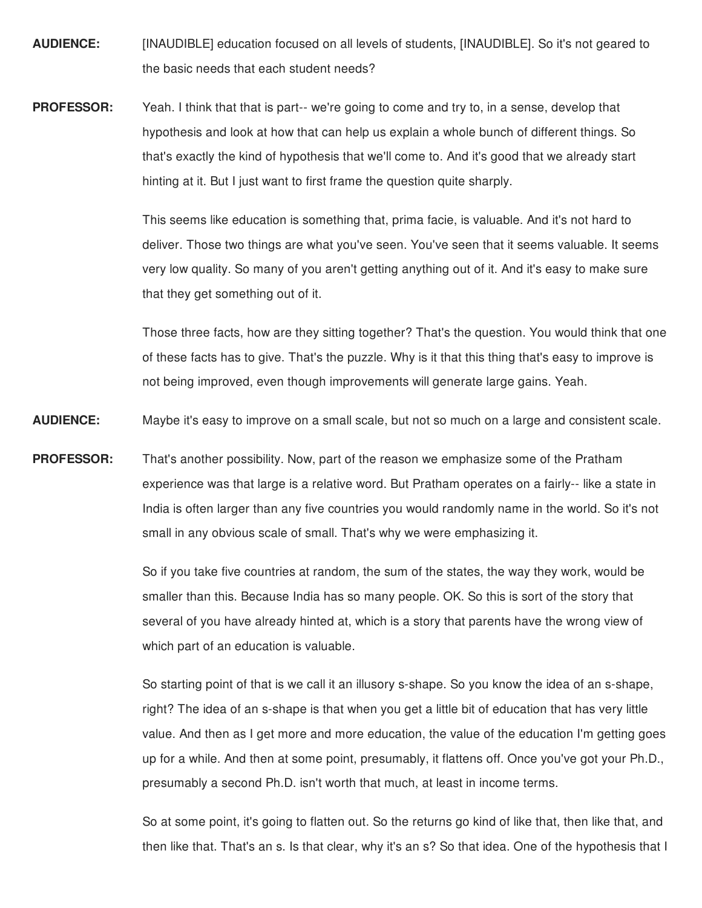**AUDIENCE:** [INAUDIBLE] education focused on all levels of students, [INAUDIBLE]. So it's not geared to the basic needs that each student needs?

**PROFESSOR:** Yeah. I think that that is part-- we're going to come and try to, in a sense, develop that hypothesis and look at how that can help us explain a whole bunch of different things. So that's exactly the kind of hypothesis that we'll come to. And it's good that we already start hinting at it. But I just want to first frame the question quite sharply.

This seems like education is something that, prima facie, is valuable. And it's not hard to deliver. Those two things are what you've seen. You've seen that it seems valuable. It seems very low quality. So many of you aren't getting anything out of it. And it's easy to make sure that they get something out of it.

Those three facts, how are they sitting together? That's the question. You would think that one of these facts has to give. That's the puzzle. Why is it that this thing that's easy to improve is not being improved, even though improvements will generate large gains. Yeah.

**AUDIENCE:** Maybe it's easy to improve on a small scale, but not so much on a large and consistent scale.

**PROFESSOR:** That's another possibility. Now, part of the reason we emphasize some of the Pratham experience was that large is a relative word. But Pratham operates on a fairly-- like a state in India is often larger than any five countries you would randomly name in the world. So it's not small in any obvious scale of small. That's why we were emphasizing it.

So if you take five countries at random, the sum of the states, the way they work, would be smaller than this. Because India has so many people. OK. So this is sort of the story that several of you have already hinted at, which is a story that parents have the wrong view of which part of an education is valuable.

So starting point of that is we call it an illusory s-shape. So you know the idea of an s-shape, right? The idea of an s-shape is that when you get a little bit of education that has very little value. And then as I get more and more education, the value of the education I'm getting goes up for a while. And then at some point, presumably, it flattens off. Once you've got your Ph.D., presumably a second Ph.D. isn't worth that much, at least in income terms.

So at some point, it's going to flatten out. So the returns go kind of like that, then like that, and then like that. That's an s. Is that clear, why it's an s? So that idea. One of the hypothesis that I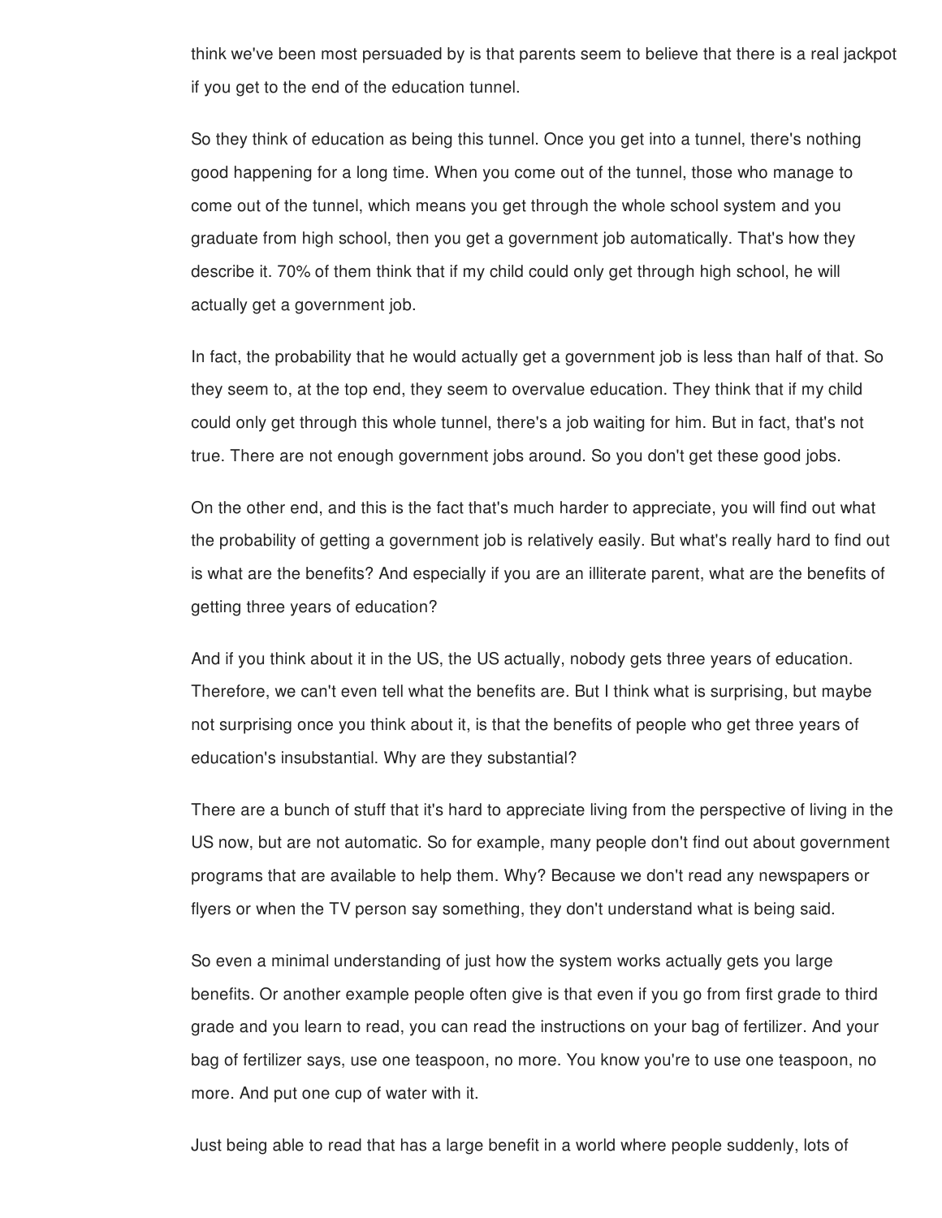think we've been most persuaded by is that parents seem to believe that there is a real jackpot if you get to the end of the education tunnel.

So they think of education as being this tunnel. Once you get into a tunnel, there's nothing good happening for a long time. When you come out of the tunnel, those who manage to come out of the tunnel, which means you get through the whole school system and you graduate from high school, then you get a government job automatically. That's how they describe it. 70% of them think that if my child could only get through high school, he will actually get a government job.

In fact, the probability that he would actually get a government job is less than half of that. So they seem to, at the top end, they seem to overvalue education. They think that if my child could only get through this whole tunnel, there's a job waiting for him. But in fact, that's not true. There are not enough government jobs around. So you don't get these good jobs.

On the other end, and this is the fact that's much harder to appreciate, you will find out what the probability of getting a government job is relatively easily. But what's really hard to find out is what are the benefits? And especially if you are an illiterate parent, what are the benefits of getting three years of education?

And if you think about it in the US, the US actually, nobody gets three years of education. Therefore, we can't even tell what the benefits are. But I think what is surprising, but maybe not surprising once you think about it, is that the benefits of people who get three years of education's insubstantial. Why are they substantial?

There are a bunch of stuff that it's hard to appreciate living from the perspective of living in the US now, but are not automatic. So for example, many people don't find out about government programs that are available to help them. Why? Because we don't read any newspapers or flyers or when the TV person say something, they don't understand what is being said.

So even a minimal understanding of just how the system works actually gets you large benefits. Or another example people often give is that even if you go from first grade to third grade and you learn to read, you can read the instructions on your bag of fertilizer. And your bag of fertilizer says, use one teaspoon, no more. You know you're to use one teaspoon, no more. And put one cup of water with it.

Just being able to read that has a large benefit in a world where people suddenly, lots of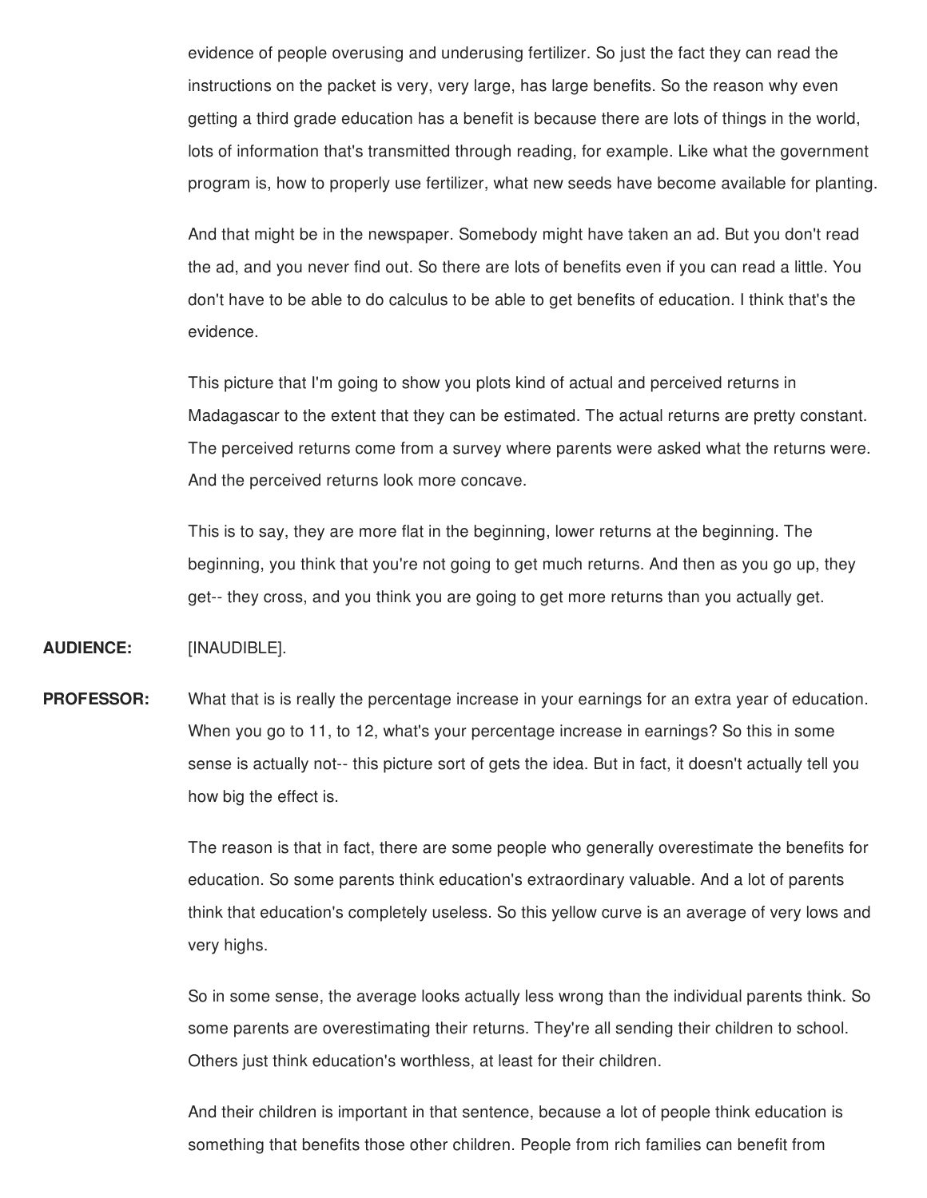evidence of people overusing and underusing fertilizer. So just the fact they can read the instructions on the packet is very, very large, has large benefits. So the reason why even getting a third grade education has a benefit is because there are lots of things in the world, lots of information that's transmitted through reading, for example. Like what the government program is, how to properly use fertilizer, what new seeds have become available for planting.

And that might be in the newspaper. Somebody might have taken an ad. But you don't read the ad, and you never find out. So there are lots of benefits even if you can read a little. You don't have to be able to do calculus to be able to get benefits of education. I think that's the evidence.

This picture that I'm going to show you plots kind of actual and perceived returns in Madagascar to the extent that they can be estimated. The actual returns are pretty constant. The perceived returns come from a survey where parents were asked what the returns were. And the perceived returns look more concave.

This is to say, they are more flat in the beginning, lower returns at the beginning. The beginning, you think that you're not going to get much returns. And then as you go up, they get-- they cross, and you think you are going to get more returns than you actually get.

**AUDIENCE:** [INAUDIBLE].

**PROFESSOR:** What that is is really the percentage increase in your earnings for an extra year of education. When you go to 11, to 12, what's your percentage increase in earnings? So this in some sense is actually not-- this picture sort of gets the idea. But in fact, it doesn't actually tell you how big the effect is.

The reason is that in fact, there are some people who generally overestimate the benefits for education. So some parents think education's extraordinary valuable. And a lot of parents think that education's completely useless. So this yellow curve is an average of very lows and very highs.

So in some sense, the average looks actually less wrong than the individual parents think. So some parents are overestimating their returns. They're all sending their children to school. Others just think education's worthless, at least for their children.

And their children is important in that sentence, because a lot of people think education is something that benefits those other children. People from rich families can benefit from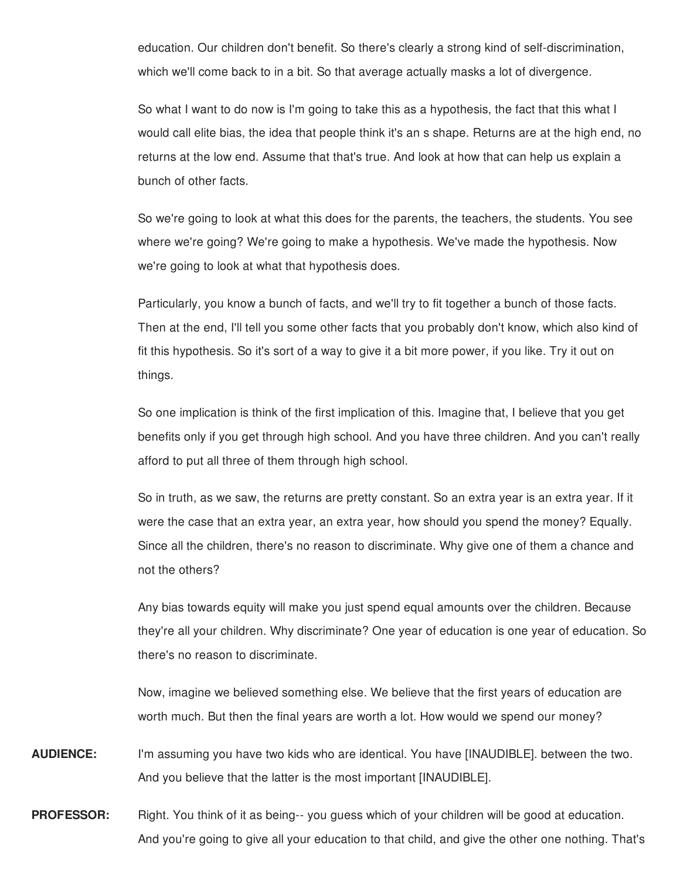education. Our children don't benefit. So there's clearly a strong kind of self-discrimination, which we'll come back to in a bit. So that average actually masks a lot of divergence.

So what I want to do now is I'm going to take this as a hypothesis, the fact that this what I would call elite bias, the idea that people think it's an s shape. Returns are at the high end, no returns at the low end. Assume that that's true. And look at how that can help us explain a bunch of other facts.

So we're going to look at what this does for the parents, the teachers, the students. You see where we're going? We're going to make a hypothesis. We've made the hypothesis. Now we're going to look at what that hypothesis does.

Particularly, you know a bunch of facts, and we'll try to fit together a bunch of those facts. Then at the end, I'll tell you some other facts that you probably don't know, which also kind of fit this hypothesis. So it's sort of a way to give it a bit more power, if you like. Try it out on things.

So one implication is think of the first implication of this. Imagine that, I believe that you get benefits only if you get through high school. And you have three children. And you can't really afford to put all three of them through high school.

So in truth, as we saw, the returns are pretty constant. So an extra year is an extra year. If it were the case that an extra year, an extra year, how should you spend the money? Equally. Since all the children, there's no reason to discriminate. Why give one of them a chance and not the others?

Any bias towards equity will make you just spend equal amounts over the children. Because they're all your children. Why discriminate? One year of education is one year of education. So there's no reason to discriminate.

Now, imagine we believed something else. We believe that the first years of education are worth much. But then the final years are worth a lot. How would we spend our money?

**AUDIENCE:** I'm assuming you have two kids who are identical. You have [INAUDIBLE]. between the two. And you believe that the latter is the most important [INAUDIBLE].

**PROFESSOR:** Right. You think of it as being-- you guess which of your children will be good at education. And you're going to give all your education to that child, and give the other one nothing. That's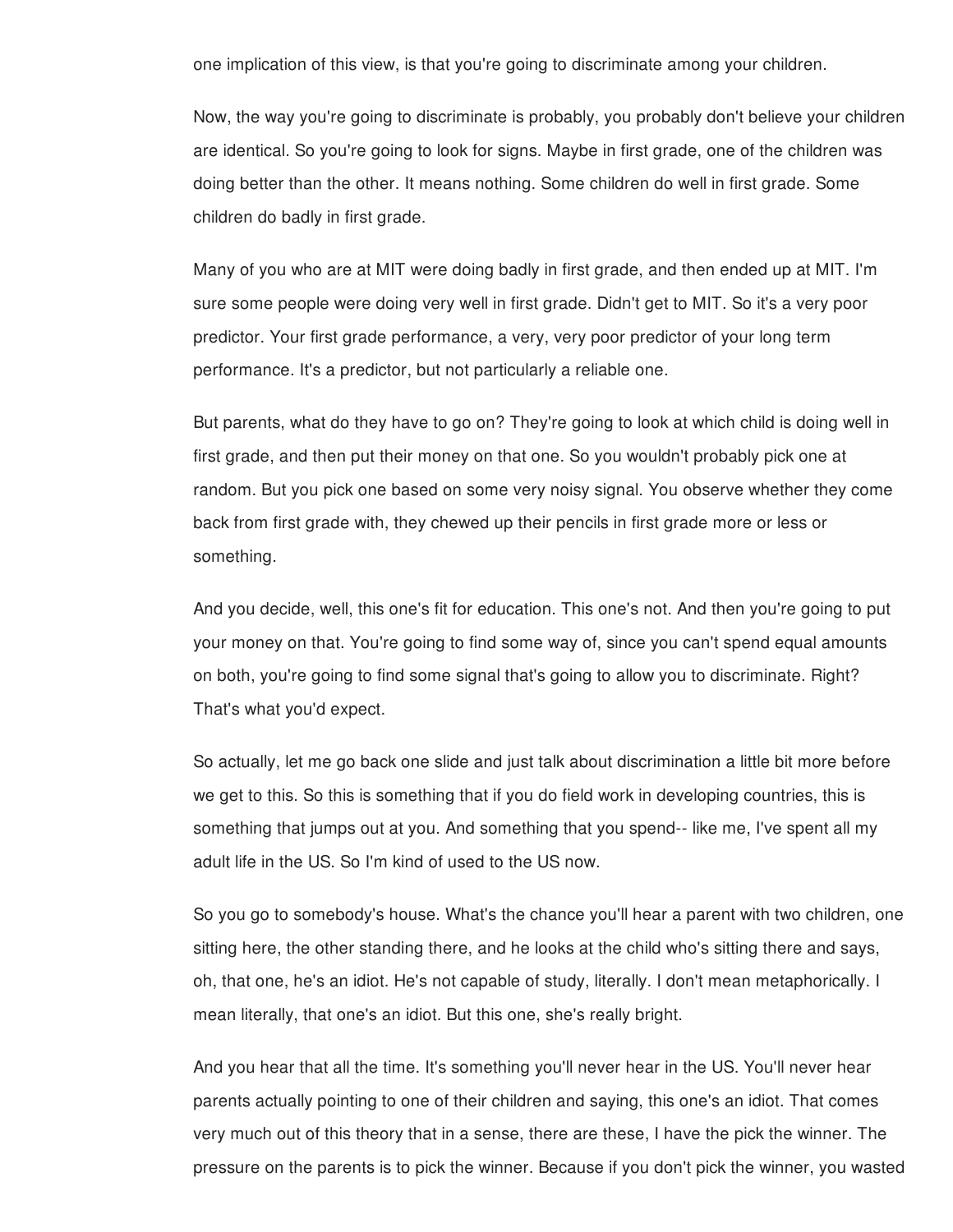one implication of this view, is that you're going to discriminate among your children.

Now, the way you're going to discriminate is probably, you probably don't believe your children are identical. So you're going to look for signs. Maybe in first grade, one of the children was doing better than the other. It means nothing. Some children do well in first grade. Some children do badly in first grade.

Many of you who are at MIT were doing badly in first grade, and then ended up at MIT. I'm sure some people were doing very well in first grade. Didn't get to MIT. So it's a very poor predictor. Your first grade performance, a very, very poor predictor of your long term performance. It's a predictor, but not particularly a reliable one.

But parents, what do they have to go on? They're going to look at which child is doing well in first grade, and then put their money on that one. So you wouldn't probably pick one at random. But you pick one based on some very noisy signal. You observe whether they come back from first grade with, they chewed up their pencils in first grade more or less or something.

And you decide, well, this one's fit for education. This one's not. And then you're going to put your money on that. You're going to find some way of, since you can't spend equal amounts on both, you're going to find some signal that's going to allow you to discriminate. Right? That's what you'd expect.

So actually, let me go back one slide and just talk about discrimination a little bit more before we get to this. So this is something that if you do field work in developing countries, this is something that jumps out at you. And something that you spend-- like me, I've spent all my adult life in the US. So I'm kind of used to the US now.

So you go to somebody's house. What's the chance you'll hear a parent with two children, one sitting here, the other standing there, and he looks at the child who's sitting there and says, oh, that one, he's an idiot. He's not capable of study, literally. I don't mean metaphorically. I mean literally, that one's an idiot. But this one, she's really bright.

And you hear that all the time. It's something you'll never hear in the US. You'll never hear parents actually pointing to one of their children and saying, this one's an idiot. That comes very much out of this theory that in a sense, there are these, I have the pick the winner. The pressure on the parents is to pick the winner. Because if you don't pick the winner, you wasted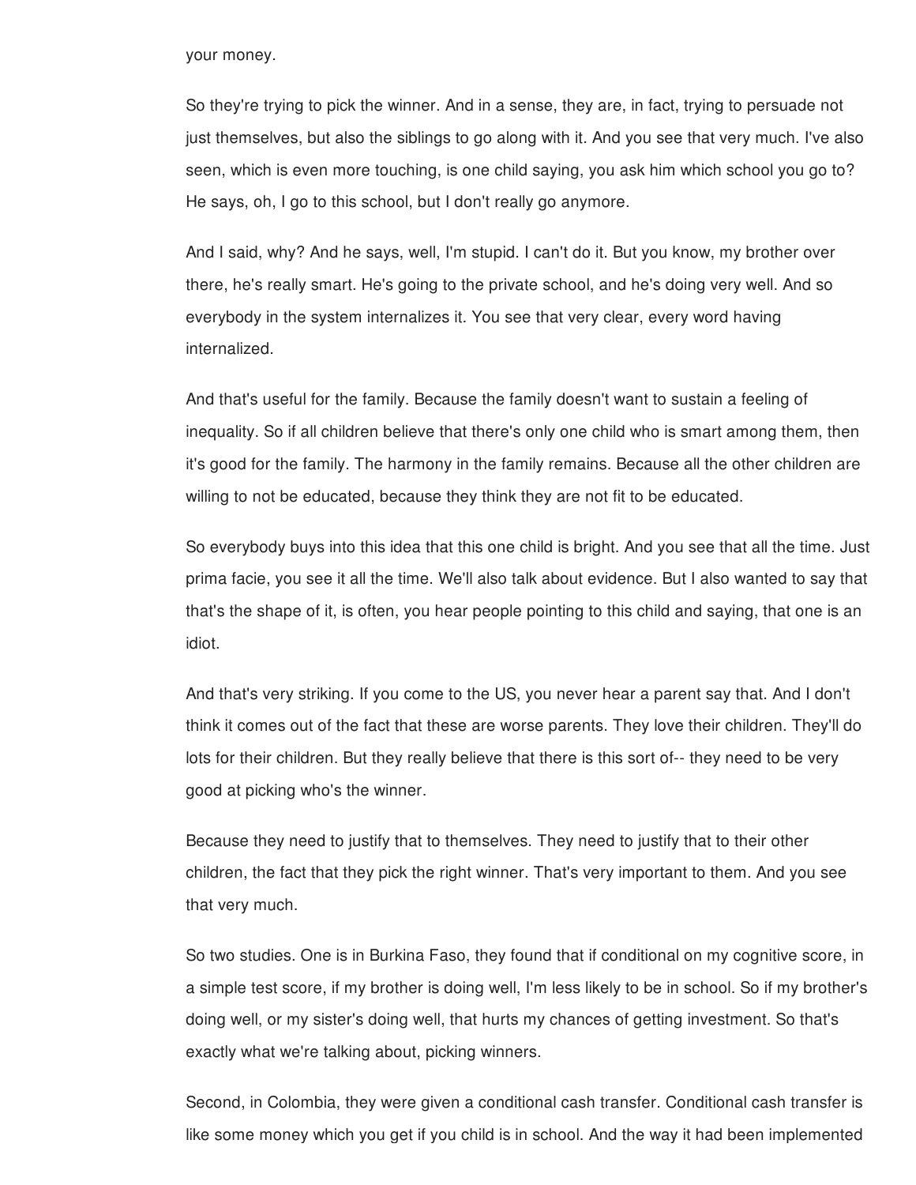your money.

So they're trying to pick the winner. And in a sense, they are, in fact, trying to persuade not just themselves, but also the siblings to go along with it. And you see that very much. I've also seen, which is even more touching, is one child saying, you ask him which school you go to? He says, oh, I go to this school, but I don't really go anymore.

And I said, why? And he says, well, I'm stupid. I can't do it. But you know, my brother over there, he's really smart. He's going to the private school, and he's doing very well. And so everybody in the system internalizes it. You see that very clear, every word having internalized.

And that's useful for the family. Because the family doesn't want to sustain a feeling of inequality. So if all children believe that there's only one child who is smart among them, then it's good for the family. The harmony in the family remains. Because all the other children are willing to not be educated, because they think they are not fit to be educated.

So everybody buys into this idea that this one child is bright. And you see that all the time. Just prima facie, you see it all the time. We'll also talk about evidence. But I also wanted to say that that's the shape of it, is often, you hear people pointing to this child and saying, that one is an idiot.

And that's very striking. If you come to the US, you never hear a parent say that. And I don't think it comes out of the fact that these are worse parents. They love their children. They'll do lots for their children. But they really believe that there is this sort of-- they need to be very good at picking who's the winner.

Because they need to justify that to themselves. They need to justify that to their other children, the fact that they pick the right winner. That's very important to them. And you see that very much.

So two studies. One is in Burkina Faso, they found that if conditional on my cognitive score, in a simple test score, if my brother is doing well, I'm less likely to be in school. So if my brother's doing well, or my sister's doing well, that hurts my chances of getting investment. So that's exactly what we're talking about, picking winners.

Second, in Colombia, they were given a conditional cash transfer. Conditional cash transfer is like some money which you get if you child is in school. And the way it had been implemented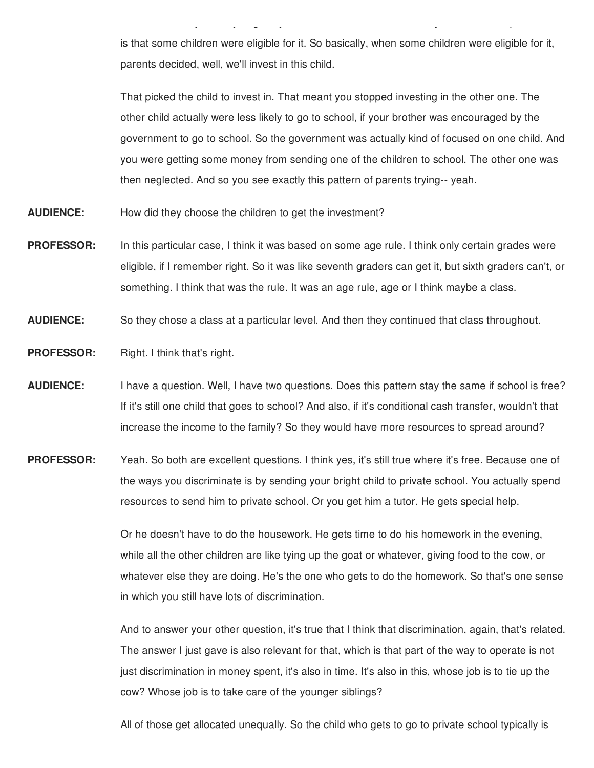is that some children were eligible for it. So basically, when some children were eligible for it, parents decided, well, we'll invest in this child.

That picked the child to invest in. That meant you stopped investing in the other one. The other child actually were less likely to go to school, if your brother was encouraged by the government to go to school. So the government was actually kind of focused on one child. And you were getting some money from sending one of the children to school. The other one was then neglected. And so you see exactly this pattern of parents trying-- yeah.

**AUDIENCE:** How did they choose the children to get the investment?

**PROFESSOR:** In this particular case, I think it was based on some age rule. I think only certain grades were eligible, if I remember right. So it was like seventh graders can get it, but sixth graders can't, or something. I think that was the rule. It was an age rule, age or I think maybe a class.

**AUDIENCE:** So they chose a class at a particular level. And then they continued that class throughout.

**PROFESSOR:** Right. I think that's right.

**AUDIENCE:** I have a question. Well, I have two questions. Does this pattern stay the same if school is free? If it's still one child that goes to school? And also, if it's conditional cash transfer, wouldn't that increase the income to the family? So they would have more resources to spread around?

**PROFESSOR:** Yeah. So both are excellent questions. I think yes, it's still true where it's free. Because one of the ways you discriminate is by sending your bright child to private school. You actually spend resources to send him to private school. Or you get him a tutor. He gets special help.

Or he doesn't have to do the housework. He gets time to do his homework in the evening, while all the other children are like tying up the goat or whatever, giving food to the cow, or whatever else they are doing. He's the one who gets to do the homework. So that's one sense in which you still have lots of discrimination.

And to answer your other question, it's true that I think that discrimination, again, that's related. The answer I just gave is also relevant for that, which is that part of the way to operate is not just discrimination in money spent, it's also in time. It's also in this, whose job is to tie up the cow? Whose job is to take care of the younger siblings?

All of those get allocated unequally. So the child who gets to go to private school typically is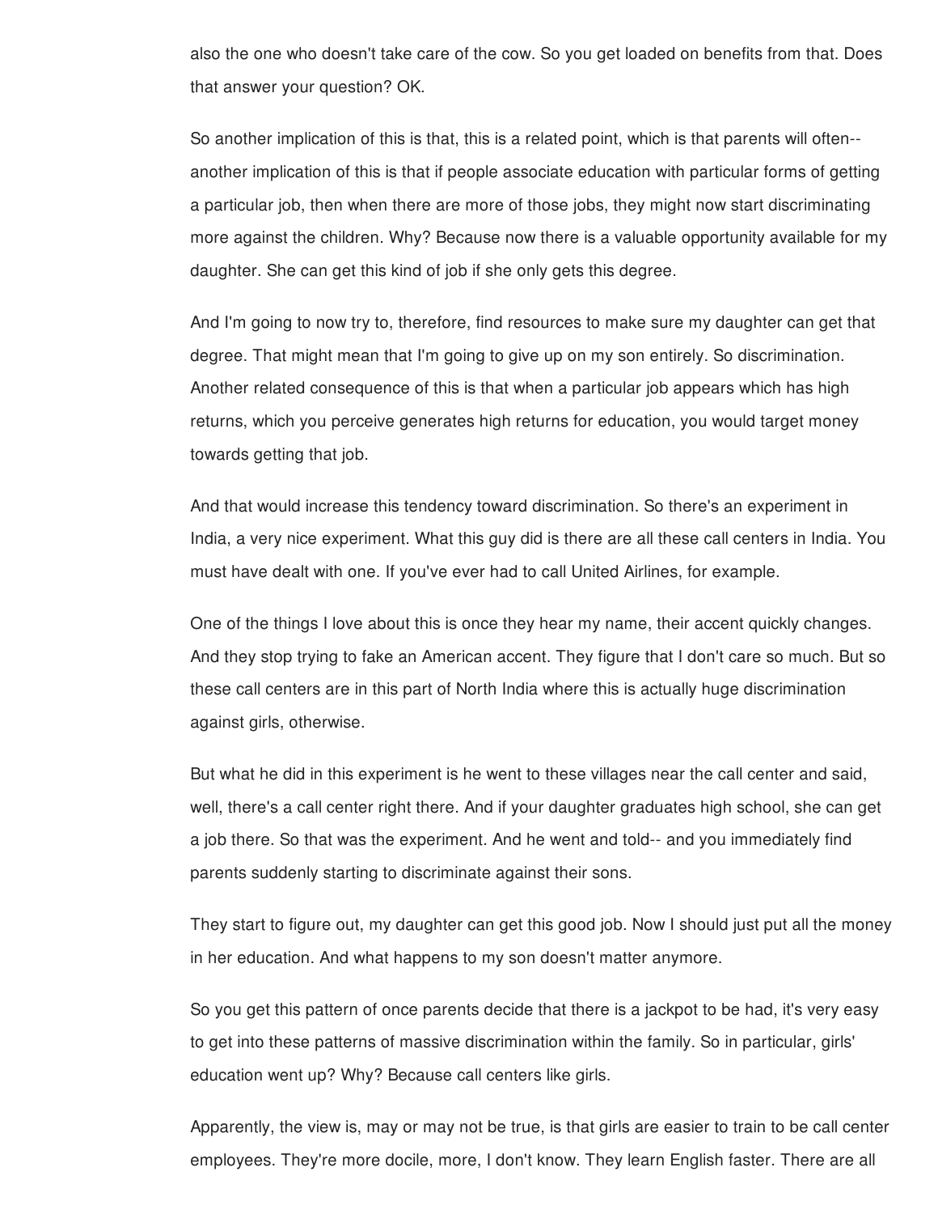also the one who doesn't take care of the cow. So you get loaded on benefits from that. Does that answer your question? OK.

So another implication of this is that, this is a related point, which is that parents will often-- another implication of this is that if people associate education with particular forms of getting a particular job, then when there are more of those jobs, they might now start discriminating more against the children. Why? Because now there is a valuable opportunity available for my daughter. She can get this kind of job if she only gets this degree.

And I'm going to now try to, therefore, find resources to make sure my daughter can get that degree. That might mean that I'm going to give up on my son entirely. So discrimination. Another related consequence of this is that when a particular job appears which has high returns, which you perceive generates high returns for education, you would target money towards getting that job.

And that would increase this tendency toward discrimination. So there's an experiment in India, a very nice experiment. What this guy did is there are all these call centers in India. You must have dealt with one. If you've ever had to call United Airlines, for example.

One of the things I love about this is once they hear my name, their accent quickly changes. And they stop trying to fake an American accent. They figure that I don't care so much. But so these call centers are in this part of North India where this is actually huge discrimination against girls, otherwise.

But what he did in this experiment is he went to these villages near the call center and said, well, there's a call center right there. And if your daughter graduates high school, she can get a job there. So that was the experiment. And he went and told-- and you immediately find parents suddenly starting to discriminate against their sons.

They start to figure out, my daughter can get this good job. Now I should just put all the money in her education. And what happens to my son doesn't matter anymore.

So you get this pattern of once parents decide that there is a jackpot to be had, it's very easy to get into these patterns of massive discrimination within the family. So in particular, girls' education went up? Why? Because call centers like girls.

Apparently, the view is, may or may not be true, is that girls are easier to train to be call center employees. They're more docile, more, I don't know. They learn English faster. There are all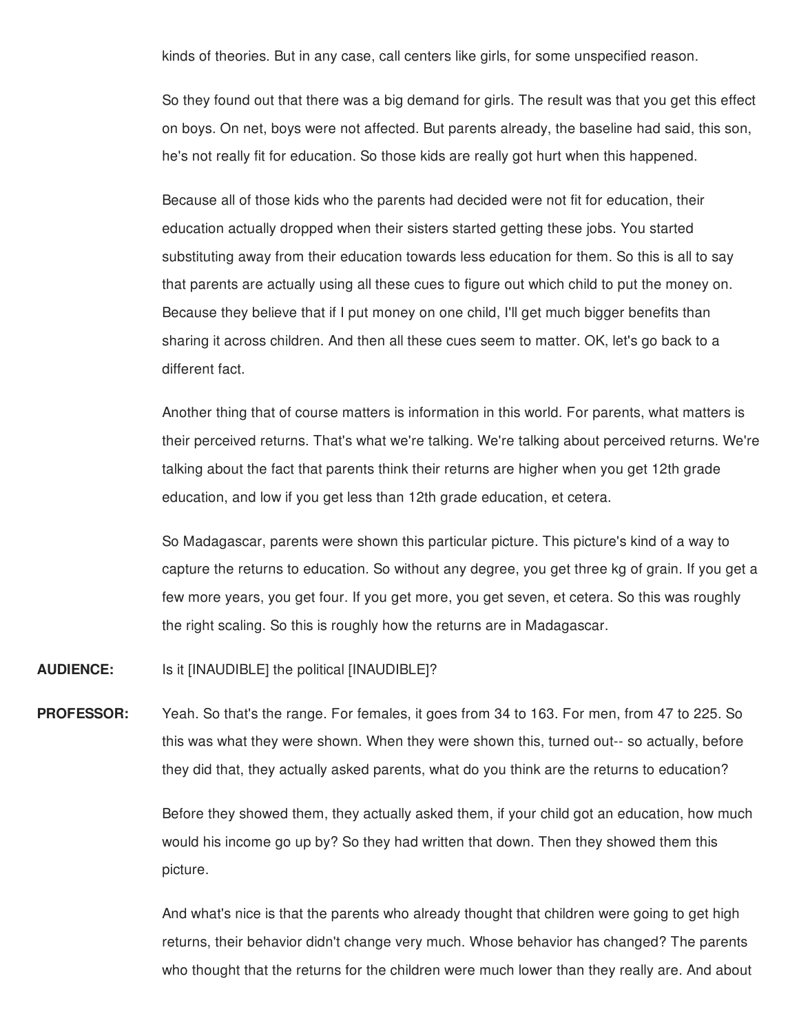kinds of theories. But in any case, call centers like girls, for some unspecified reason.

So they found out that there was a big demand for girls. The result was that you get this effect on boys. On net, boys were not affected. But parents already, the baseline had said, this son, he's not really fit for education. So those kids are really got hurt when this happened.

Because all of those kids who the parents had decided were not fit for education, their education actually dropped when their sisters started getting these jobs. You started substituting away from their education towards less education for them. So this is all to say that parents are actually using all these cues to figure out which child to put the money on. Because they believe that if I put money on one child, I'll get much bigger benefits than sharing it across children. And then all these cues seem to matter. OK, let's go back to a different fact.

Another thing that of course matters is information in this world. For parents, what matters is their perceived returns. That's what we're talking. We're talking about perceived returns. We're talking about the fact that parents think their returns are higher when you get 12th grade education, and low if you get less than 12th grade education, et cetera.

So Madagascar, parents were shown this particular picture. This picture's kind of a way to capture the returns to education. So without any degree, you get three kg of grain. If you get a few more years, you get four. If you get more, you get seven, et cetera. So this was roughly the right scaling. So this is roughly how the returns are in Madagascar.

**AUDIENCE:** Is it [INAUDIBLE] the political [INAUDIBLE]?

**PROFESSOR:** Yeah. So that's the range. For females, it goes from 34 to 163. For men, from 47 to 225. So this was what they were shown. When they were shown this, turned out-- so actually, before they did that, they actually asked parents, what do you think are the returns to education?

Before they showed them, they actually asked them, if your child got an education, how much would his income go up by? So they had written that down. Then they showed them this picture.

And what's nice is that the parents who already thought that children were going to get high returns, their behavior didn't change very much. Whose behavior has changed? The parents who thought that the returns for the children were much lower than they really are. And about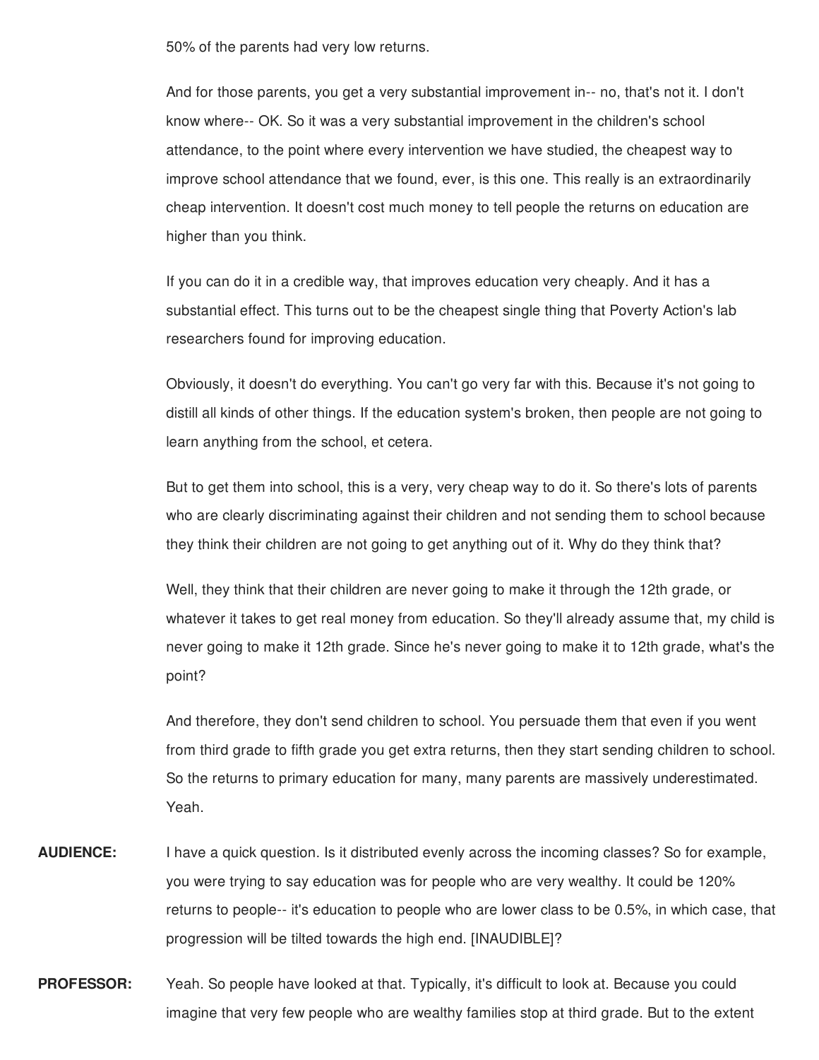50% of the parents had very low returns.

And for those parents, you get a very substantial improvement in-- no, that's not it. I don't know where-- OK. So it was a very substantial improvement in the children's school attendance, to the point where every intervention we have studied, the cheapest way to improve school attendance that we found, ever, is this one. This really is an extraordinarily cheap intervention. It doesn't cost much money to tell people the returns on education are higher than you think.

If you can do it in a credible way, that improves education very cheaply. And it has a substantial effect. This turns out to be the cheapest single thing that Poverty Action's lab researchers found for improving education.

Obviously, it doesn't do everything. You can't go very far with this. Because it's not going to distill all kinds of other things. If the education system's broken, then people are not going to learn anything from the school, et cetera.

But to get them into school, this is a very, very cheap way to do it. So there's lots of parents who are clearly discriminating against their children and not sending them to school because they think their children are not going to get anything out of it. Why do they think that?

Well, they think that their children are never going to make it through the 12th grade, or whatever it takes to get real money from education. So they'll already assume that, my child is never going to make it 12th grade. Since he's never going to make it to 12th grade, what's the point?

And therefore, they don't send children to school. You persuade them that even if you went from third grade to fifth grade you get extra returns, then they start sending children to school. So the returns to primary education for many, many parents are massively underestimated. Yeah.

**AUDIENCE:** I have a quick question. Is it distributed evenly across the incoming classes? So for example, you were trying to say education was for people who are very wealthy. It could be 120% returns to people-- it's education to people who are lower class to be 0.5%, in which case, that progression will be tilted towards the high end. [INAUDIBLE]?

**PROFESSOR:** Yeah. So people have looked at that. Typically, it's difficult to look at. Because you could imagine that very few people who are wealthy families stop at third grade. But to the extent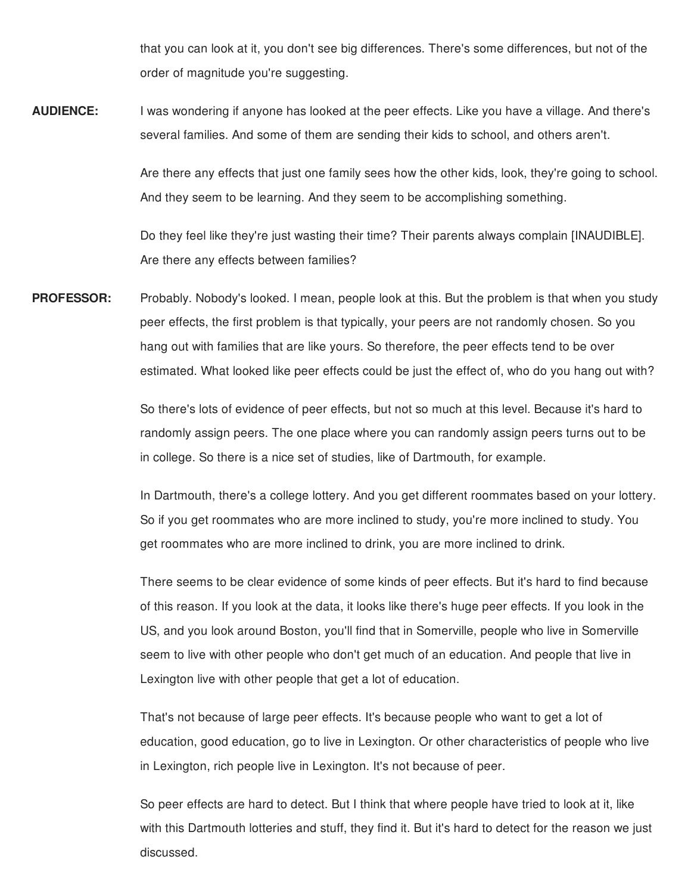that you can look at it, you don't see big differences. There's some differences, but not of the order of magnitude you're suggesting.

**AUDIENCE:** I was wondering if anyone has looked at the peer effects. Like you have a village. And there's several families. And some of them are sending their kids to school, and others aren't.

Are there any effects that just one family sees how the other kids, look, they're going to school. And they seem to be learning. And they seem to be accomplishing something.

Do they feel like they're just wasting their time? Their parents always complain [INAUDIBLE]. Are there any effects between families?

**PROFESSOR:** Probably. Nobody's looked. I mean, people look at this. But the problem is that when you study peer effects, the first problem is that typically, your peers are not randomly chosen. So you hang out with families that are like yours. So therefore, the peer effects tend to be over estimated. What looked like peer effects could be just the effect of, who do you hang out with?

So there's lots of evidence of peer effects, but not so much at this level. Because it's hard to randomly assign peers. The one place where you can randomly assign peers turns out to be in college. So there is a nice set of studies, like of Dartmouth, for example.

In Dartmouth, there's a college lottery. And you get different roommates based on your lottery. So if you get roommates who are more inclined to study, you're more inclined to study. You get roommates who are more inclined to drink, you are more inclined to drink.

There seems to be clear evidence of some kinds of peer effects. But it's hard to find because of this reason. If you look at the data, it looks like there's huge peer effects. If you look in the US, and you look around Boston, you'll find that in Somerville, people who live in Somerville seem to live with other people who don't get much of an education. And people that live in Lexington live with other people that get a lot of education.

That's not because of large peer effects. It's because people who want to get a lot of education, good education, go to live in Lexington. Or other characteristics of people who live in Lexington, rich people live in Lexington. It's not because of peer.

So peer effects are hard to detect. But I think that where people have tried to look at it, like with this Dartmouth lotteries and stuff, they find it. But it's hard to detect for the reason we just discussed.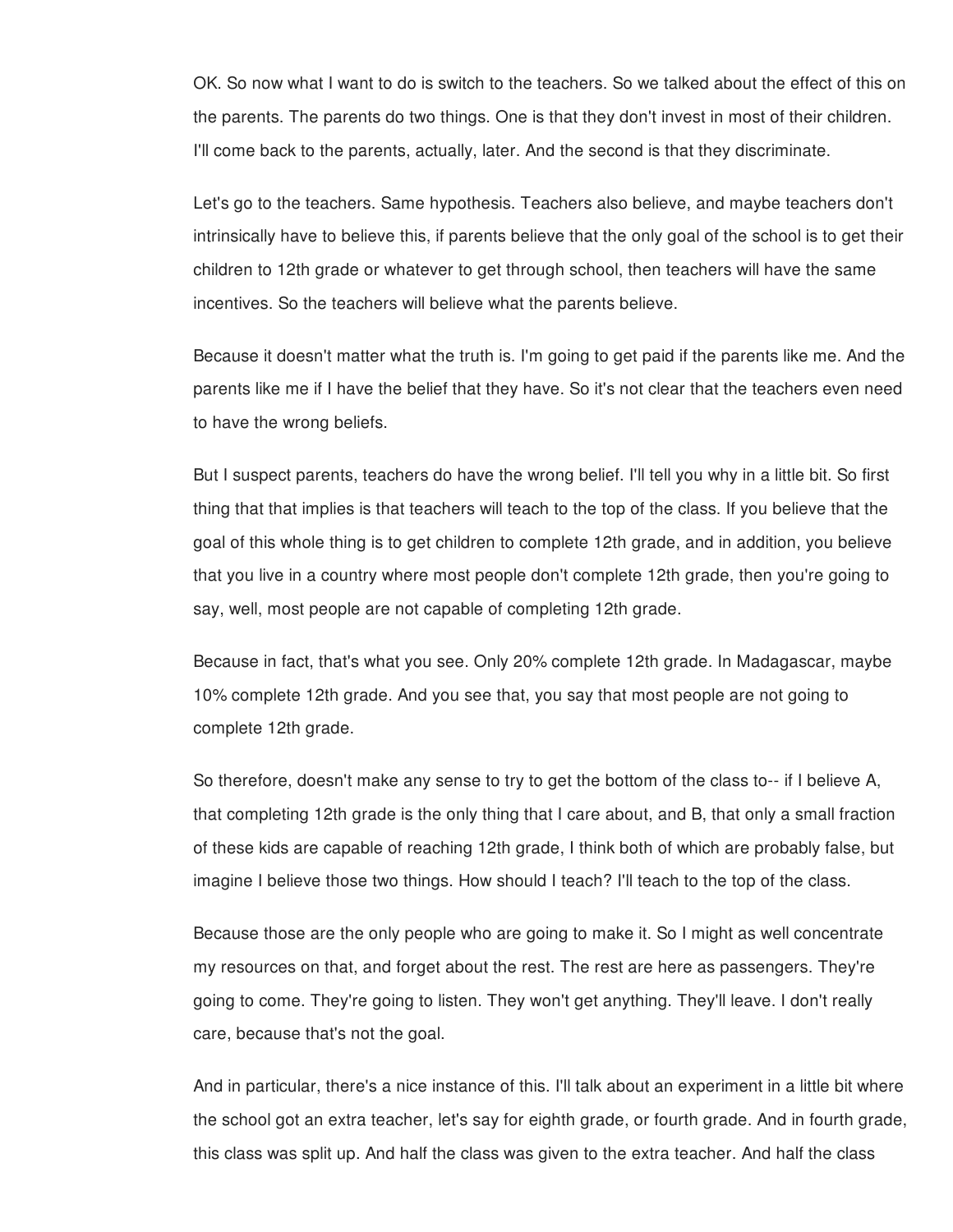OK. So now what I want to do is switch to the teachers. So we talked about the effect of this on the parents. The parents do two things. One is that they don't invest in most of their children. I'll come back to the parents, actually, later. And the second is that they discriminate.

Let's go to the teachers. Same hypothesis. Teachers also believe, and maybe teachers don't intrinsically have to believe this, if parents believe that the only goal of the school is to get their children to 12th grade or whatever to get through school, then teachers will have the same incentives. So the teachers will believe what the parents believe.

Because it doesn't matter what the truth is. I'm going to get paid if the parents like me. And the parents like me if I have the belief that they have. So it's not clear that the teachers even need to have the wrong beliefs.

But I suspect parents, teachers do have the wrong belief. I'll tell you why in a little bit. So first thing that that implies is that teachers will teach to the top of the class. If you believe that the goal of this whole thing is to get children to complete 12th grade, and in addition, you believe that you live in a country where most people don't complete 12th grade, then you're going to say, well, most people are not capable of completing 12th grade.

Because in fact, that's what you see. Only 20% complete 12th grade. In Madagascar, maybe 10% complete 12th grade. And you see that, you say that most people are not going to complete 12th grade.

So therefore, doesn't make any sense to try to get the bottom of the class to-- if I believe A, that completing 12th grade is the only thing that I care about, and B, that only a small fraction of these kids are capable of reaching 12th grade, I think both of which are probably false, but imagine I believe those two things. How should I teach? I'll teach to the top of the class.

Because those are the only people who are going to make it. So I might as well concentrate my resources on that, and forget about the rest. The rest are here as passengers. They're going to come. They're going to listen. They won't get anything. They'll leave. I don't really care, because that's not the goal.

And in particular, there's a nice instance of this. I'll talk about an experiment in a little bit where the school got an extra teacher, let's say for eighth grade, or fourth grade. And in fourth grade, this class was split up. And half the class was given to the extra teacher. And half the class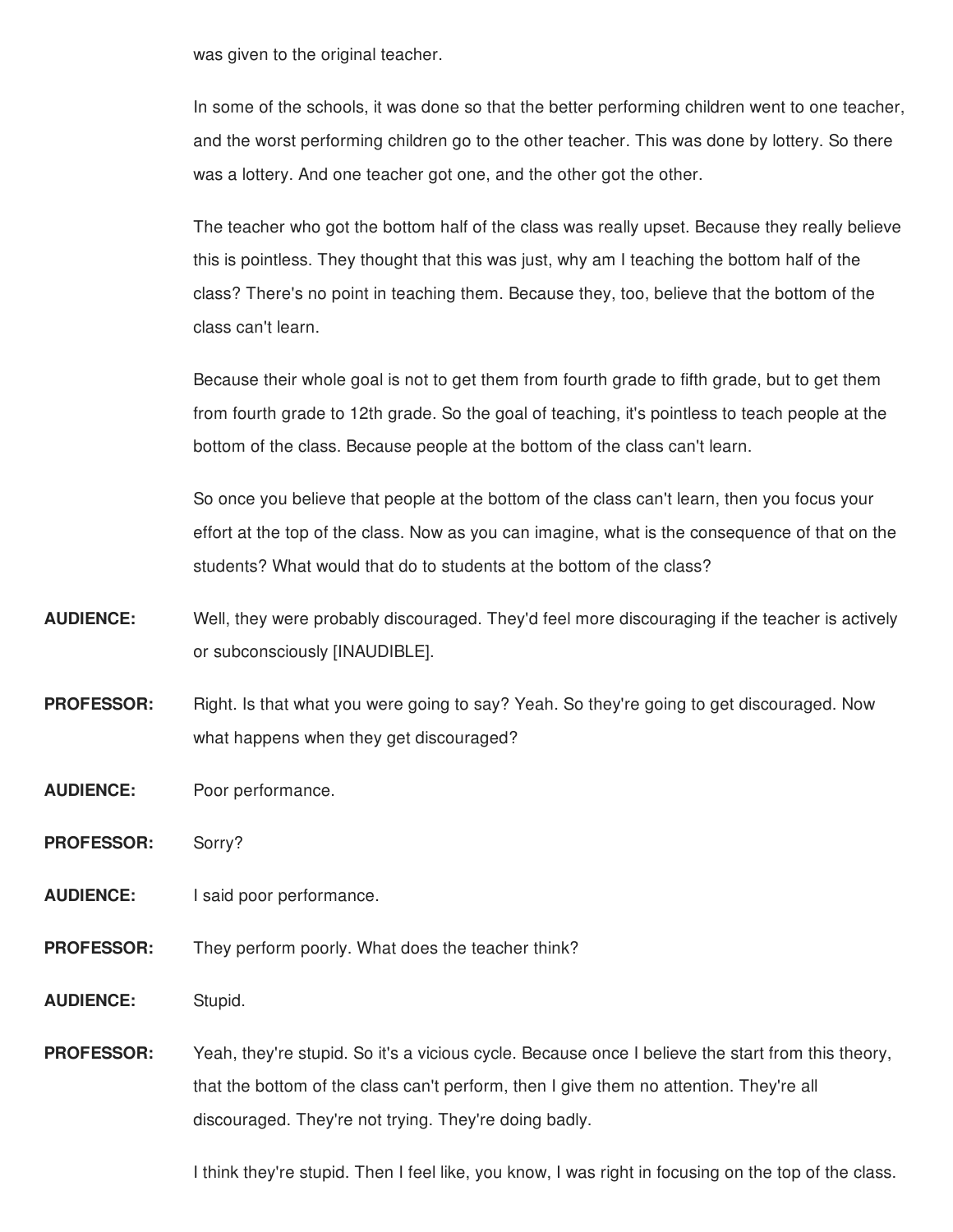was given to the original teacher.

In some of the schools, it was done so that the better performing children went to one teacher, and the worst performing children go to the other teacher. This was done by lottery. So there was a lottery. And one teacher got one, and the other got the other.

The teacher who got the bottom half of the class was really upset. Because they really believe this is pointless. They thought that this was just, why am I teaching the bottom half of the class? There's no point in teaching them. Because they, too, believe that the bottom of the class can't learn.

Because their whole goal is not to get them from fourth grade to fifth grade, but to get them from fourth grade to 12th grade. So the goal of teaching, it's pointless to teach people at the bottom of the class. Because people at the bottom of the class can't learn.

So once you believe that people at the bottom of the class can't learn, then you focus your effort at the top of the class. Now as you can imagine, what is the consequence of that on the students? What would that do to students at the bottom of the class?

**AUDIENCE:** Well, they were probably discouraged. They'd feel more discouraging if the teacher is actively or subconsciously [INAUDIBLE].

**PROFESSOR:** Right. Is that what you were going to say? Yeah. So they're going to get discouraged. Now what happens when they get discouraged?

**AUDIENCE:** Poor performance.

**PROFESSOR:** Sorry?

**AUDIENCE:** I said poor performance.

**PROFESSOR:** They perform poorly. What does the teacher think?

**AUDIENCE:** Stupid.

**PROFESSOR:** Yeah, they're stupid. So it's a vicious cycle. Because once I believe the start from this theory, that the bottom of the class can't perform, then I give them no attention. They're all discouraged. They're not trying. They're doing badly.

I think they're stupid. Then I feel like, you know, I was right in focusing on the top of the class.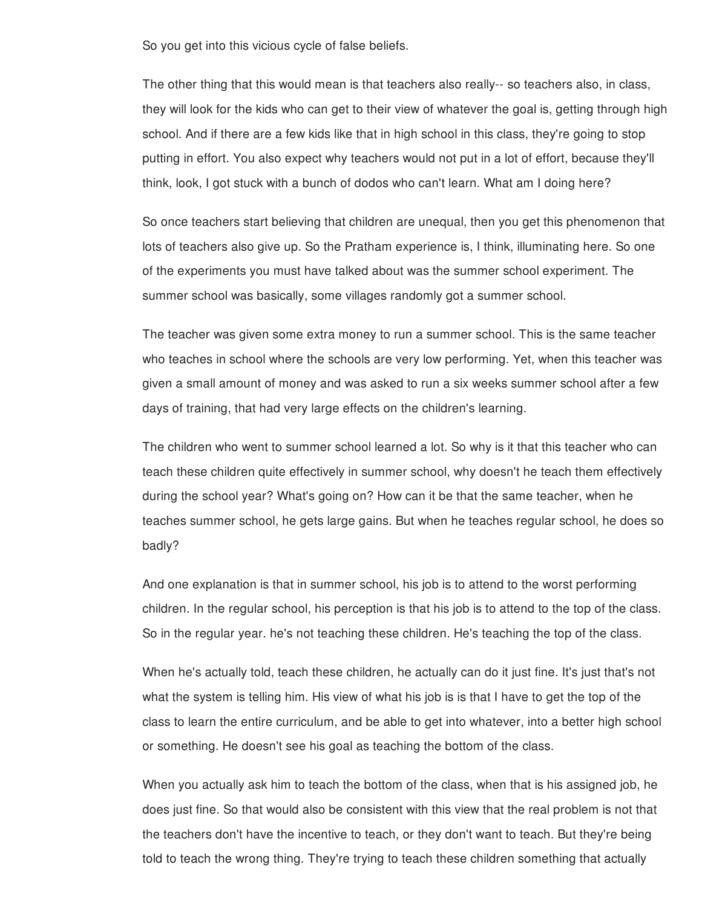So you get into this vicious cycle of false beliefs.

The other thing that this would mean is that teachers also really-- so teachers also, in class, they will look for the kids who can get to their view of whatever the goal is, getting through high school. And if there are a few kids like that in high school in this class, they're going to stop putting in effort. You also expect why teachers would not put in a lot of effort, because they'll think, look, I got stuck with a bunch of dodos who can't learn. What am I doing here?

So once teachers start believing that children are unequal, then you get this phenomenon that lots of teachers also give up. So the Pratham experience is, I think, illuminating here. So one of the experiments you must have talked about was the summer school experiment. The summer school was basically, some villages randomly got a summer school.

The teacher was given some extra money to run a summer school. This is the same teacher who teaches in school where the schools are very low performing. Yet, when this teacher was given a small amount of money and was asked to run a six weeks summer school after a few days of training, that had very large effects on the children's learning.

The children who went to summer school learned a lot. So why is it that this teacher who can teach these children quite effectively in summer school, why doesn't he teach them effectively during the school year? What's going on? How can it be that the same teacher, when he teaches summer school, he gets large gains. But when he teaches regular school, he does so badly?

And one explanation is that in summer school, his job is to attend to the worst performing children. In the regular school, his perception is that his job is to attend to the top of the class. So in the regular year. he's not teaching these children. He's teaching the top of the class.

When he's actually told, teach these children, he actually can do it just fine. It's just that's not what the system is telling him. His view of what his job is is that I have to get the top of the class to learn the entire curriculum, and be able to get into whatever, into a better high school or something. He doesn't see his goal as teaching the bottom of the class.

When you actually ask him to teach the bottom of the class, when that is his assigned job, he does just fine. So that would also be consistent with this view that the real problem is not that the teachers don't have the incentive to teach, or they don't want to teach. But they're being told to teach the wrong thing. They're trying to teach these children something that actually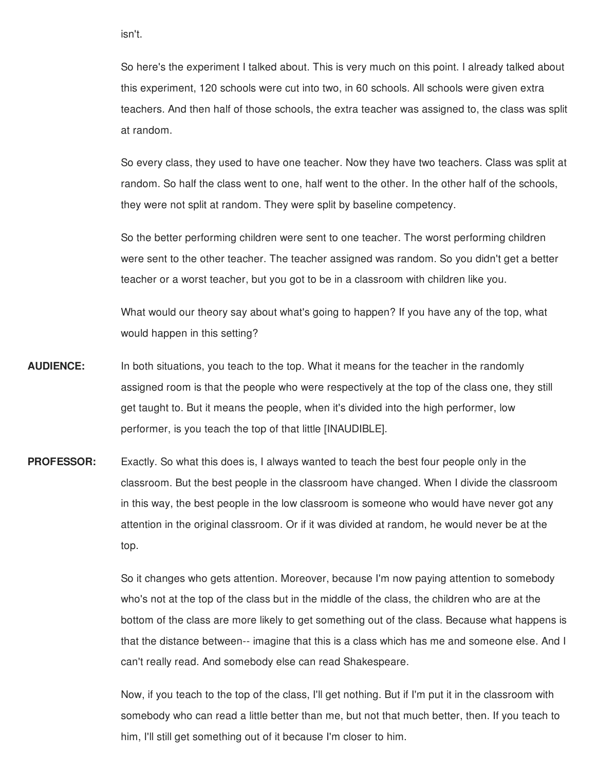isn't.

So here's the experiment I talked about. This is very much on this point. I already talked about this experiment, 120 schools were cut into two, in 60 schools. All schools were given extra teachers. And then half of those schools, the extra teacher was assigned to, the class was split at random.

So every class, they used to have one teacher. Now they have two teachers. Class was split at random. So half the class went to one, half went to the other. In the other half of the schools, they were not split at random. They were split by baseline competency.

So the better performing children were sent to one teacher. The worst performing children were sent to the other teacher. The teacher assigned was random. So you didn't get a better teacher or a worst teacher, but you got to be in a classroom with children like you.

What would our theory say about what's going to happen? If you have any of the top, what would happen in this setting?

**AUDIENCE:** In both situations, you teach to the top. What it means for the teacher in the randomly assigned room is that the people who were respectively at the top of the class one, they still get taught to. But it means the people, when it's divided into the high performer, low performer, is you teach the top of that little [INAUDIBLE].

**PROFESSOR:** Exactly. So what this does is, I always wanted to teach the best four people only in the classroom. But the best people in the classroom have changed. When I divide the classroom in this way, the best people in the low classroom is someone who would have never got any attention in the original classroom. Or if it was divided at random, he would never be at the top.

So it changes who gets attention. Moreover, because I'm now paying attention to somebody who's not at the top of the class but in the middle of the class, the children who are at the bottom of the class are more likely to get something out of the class. Because what happens is that the distance between-- imagine that this is a class which has me and someone else. And I can't really read. And somebody else can read Shakespeare.

Now, if you teach to the top of the class, I'll get nothing. But if I'm put it in the classroom with somebody who can read a little better than me, but not that much better, then. If you teach to him, I'll still get something out of it because I'm closer to him.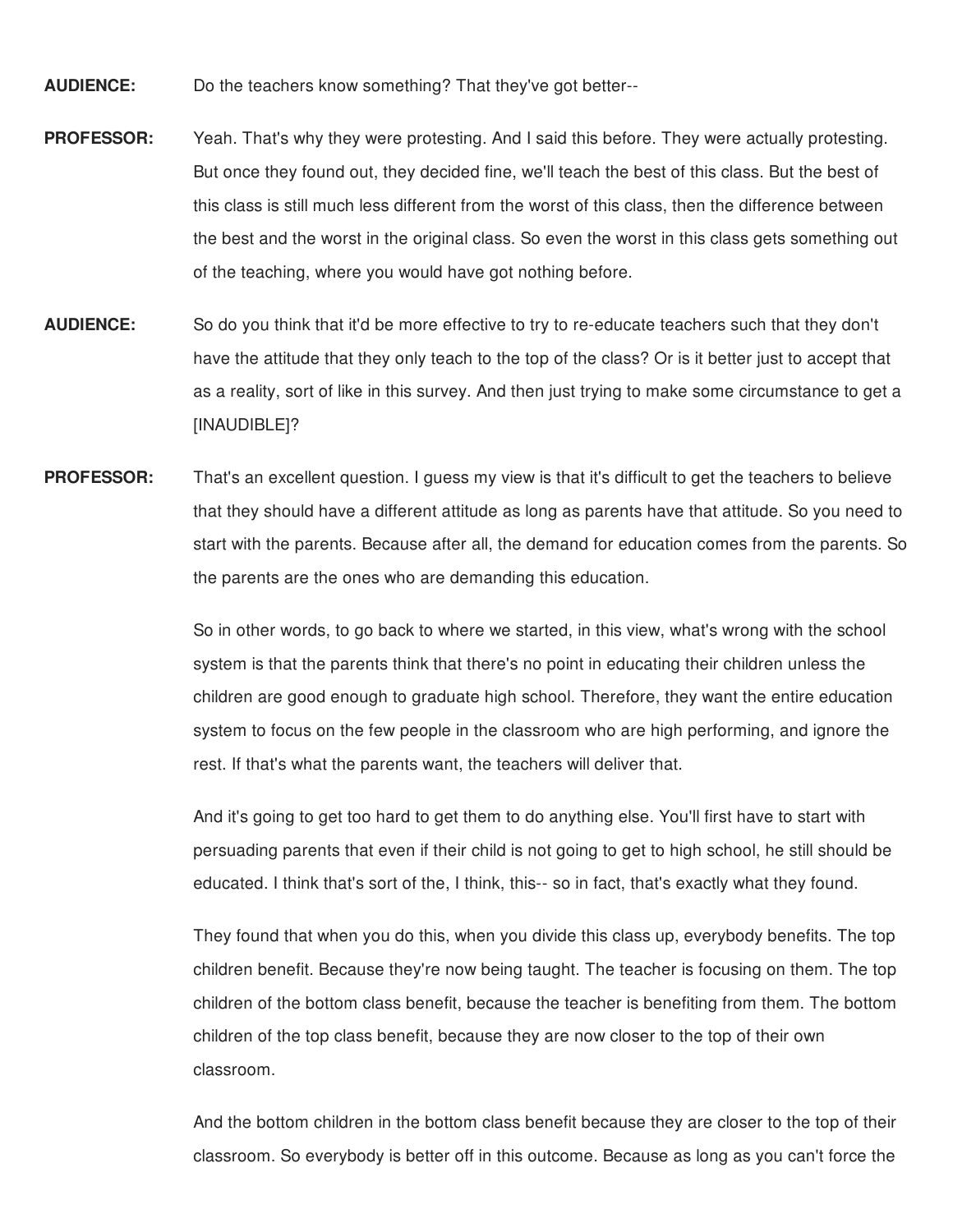**AUDIENCE:** Do the teachers know something? That they've got better--

**PROFESSOR:** Yeah. That's why they were protesting. And I said this before. They were actually protesting. But once they found out, they decided fine, we'll teach the best of this class. But the best of this class is still much less different from the worst of this class, then the difference between the best and the worst in the original class. So even the worst in this class gets something out of the teaching, where you would have got nothing before.

**AUDIENCE:** So do you think that it'd be more effective to try to re-educate teachers such that they don't have the attitude that they only teach to the top of the class? Or is it better just to accept that as a reality, sort of like in this survey. And then just trying to make some circumstance to get a [INAUDIBLE]?

**PROFESSOR:** That's an excellent question. I guess my view is that it's difficult to get the teachers to believe that they should have a different attitude as long as parents have that attitude. So you need to start with the parents. Because after all, the demand for education comes from the parents. So the parents are the ones who are demanding this education.

So in other words, to go back to where we started, in this view, what's wrong with the school system is that the parents think that there's no point in educating their children unless the children are good enough to graduate high school. Therefore, they want the entire education system to focus on the few people in the classroom who are high performing, and ignore the rest. If that's what the parents want, the teachers will deliver that.

And it's going to get too hard to get them to do anything else. You'll first have to start with persuading parents that even if their child is not going to get to high school, he still should be educated. I think that's sort of the, I think, this-- so in fact, that's exactly what they found.

They found that when you do this, when you divide this class up, everybody benefits. The top children benefit. Because they're now being taught. The teacher is focusing on them. The top children of the bottom class benefit, because the teacher is benefiting from them. The bottom children of the top class benefit, because they are now closer to the top of their own classroom.

And the bottom children in the bottom class benefit because they are closer to the top of their classroom. So everybody is better off in this outcome. Because as long as you can't force the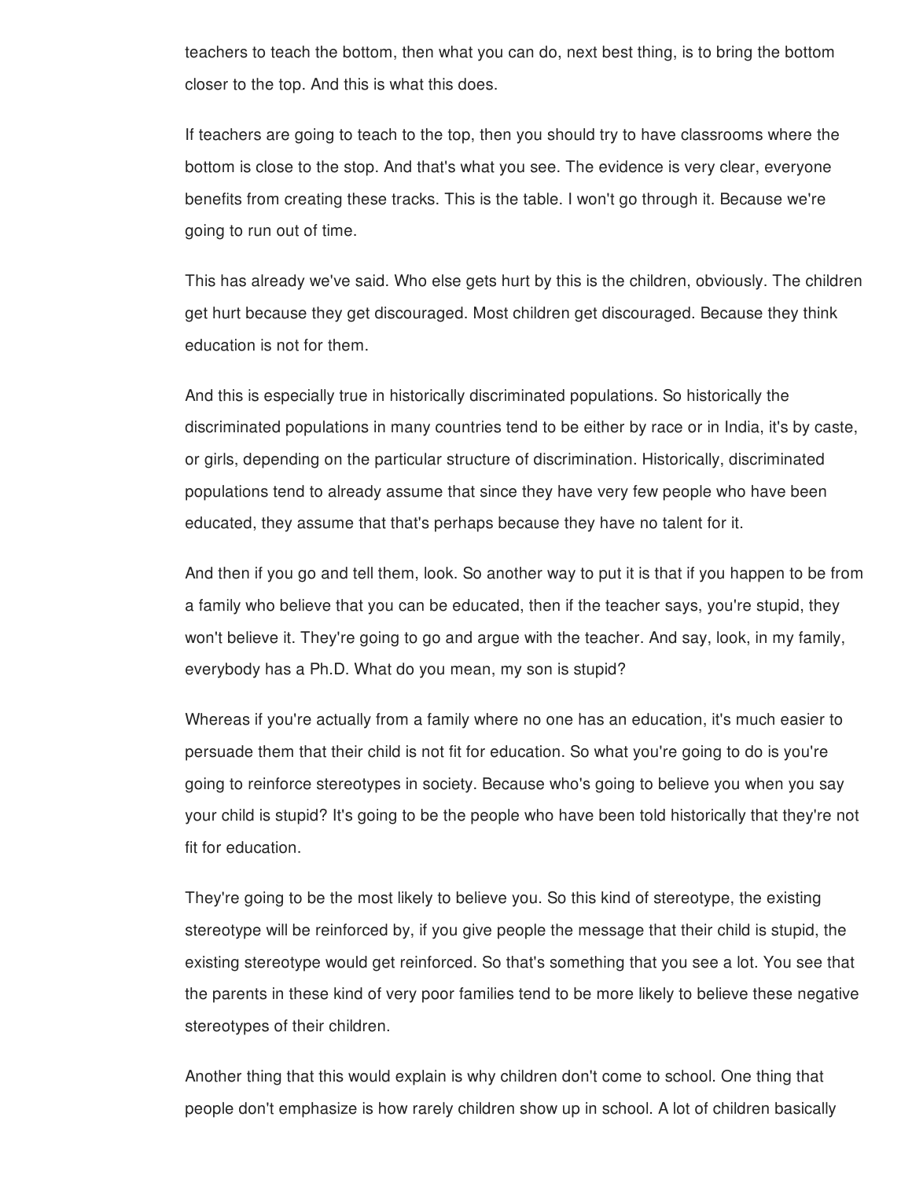teachers to teach the bottom, then what you can do, next best thing, is to bring the bottom closer to the top. And this is what this does.

If teachers are going to teach to the top, then you should try to have classrooms where the bottom is close to the stop. And that's what you see. The evidence is very clear, everyone benefits from creating these tracks. This is the table. I won't go through it. Because we're going to run out of time.

This has already we've said. Who else gets hurt by this is the children, obviously. The children get hurt because they get discouraged. Most children get discouraged. Because they think education is not for them.

And this is especially true in historically discriminated populations. So historically the discriminated populations in many countries tend to be either by race or in India, it's by caste, or girls, depending on the particular structure of discrimination. Historically, discriminated populations tend to already assume that since they have very few people who have been educated, they assume that that's perhaps because they have no talent for it.

And then if you go and tell them, look. So another way to put it is that if you happen to be from a family who believe that you can be educated, then if the teacher says, you're stupid, they won't believe it. They're going to go and argue with the teacher. And say, look, in my family, everybody has a Ph.D. What do you mean, my son is stupid?

Whereas if you're actually from a family where no one has an education, it's much easier to persuade them that their child is not fit for education. So what you're going to do is you're going to reinforce stereotypes in society. Because who's going to believe you when you say your child is stupid? It's going to be the people who have been told historically that they're not fit for education.

They're going to be the most likely to believe you. So this kind of stereotype, the existing stereotype will be reinforced by, if you give people the message that their child is stupid, the existing stereotype would get reinforced. So that's something that you see a lot. You see that the parents in these kind of very poor families tend to be more likely to believe these negative stereotypes of their children.

Another thing that this would explain is why children don't come to school. One thing that people don't emphasize is how rarely children show up in school. A lot of children basically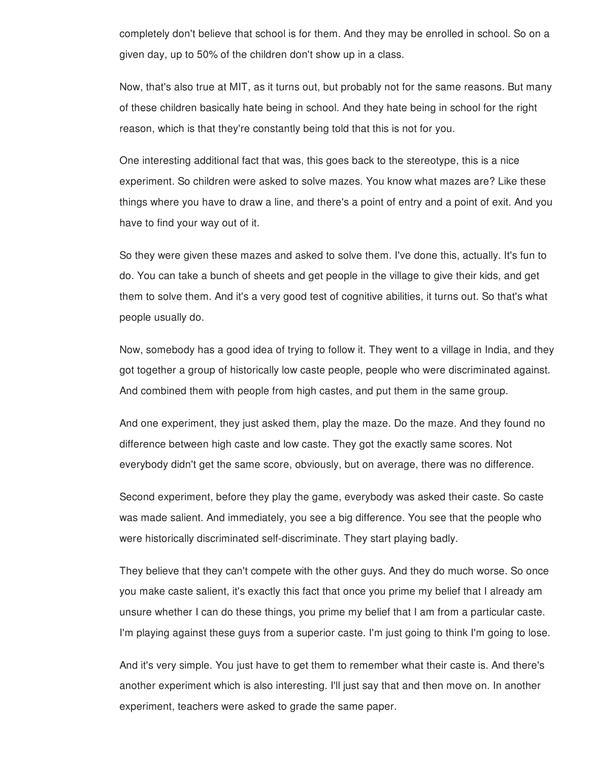completely don't believe that school is for them. And they may be enrolled in school. So on a given day, up to 50% of the children don't show up in a class.

Now, that's also true at MIT, as it turns out, but probably not for the same reasons. But many of these children basically hate being in school. And they hate being in school for the right reason, which is that they're constantly being told that this is not for you.

One interesting additional fact that was, this goes back to the stereotype, this is a nice experiment. So children were asked to solve mazes. You know what mazes are? Like these things where you have to draw a line, and there's a point of entry and a point of exit. And you have to find your way out of it.

So they were given these mazes and asked to solve them. I've done this, actually. It's fun to do. You can take a bunch of sheets and get people in the village to give their kids, and get them to solve them. And it's a very good test of cognitive abilities, it turns out. So that's what people usually do.

Now, somebody has a good idea of trying to follow it. They went to a village in India, and they got together a group of historically low caste people, people who were discriminated against. And combined them with people from high castes, and put them in the same group.

And one experiment, they just asked them, play the maze. Do the maze. And they found no difference between high caste and low caste. They got the exactly same scores. Not everybody didn't get the same score, obviously, but on average, there was no difference.

Second experiment, before they play the game, everybody was asked their caste. So caste was made salient. And immediately, you see a big difference. You see that the people who were historically discriminated self-discriminate. They start playing badly.

They believe that they can't compete with the other guys. And they do much worse. So once you make caste salient, it's exactly this fact that once you prime my belief that I already am unsure whether I can do these things, you prime my belief that I am from a particular caste. I'm playing against these guys from a superior caste. I'm just going to think I'm going to lose.

And it's very simple. You just have to get them to remember what their caste is. And there's another experiment which is also interesting. I'll just say that and then move on. In another experiment, teachers were asked to grade the same paper.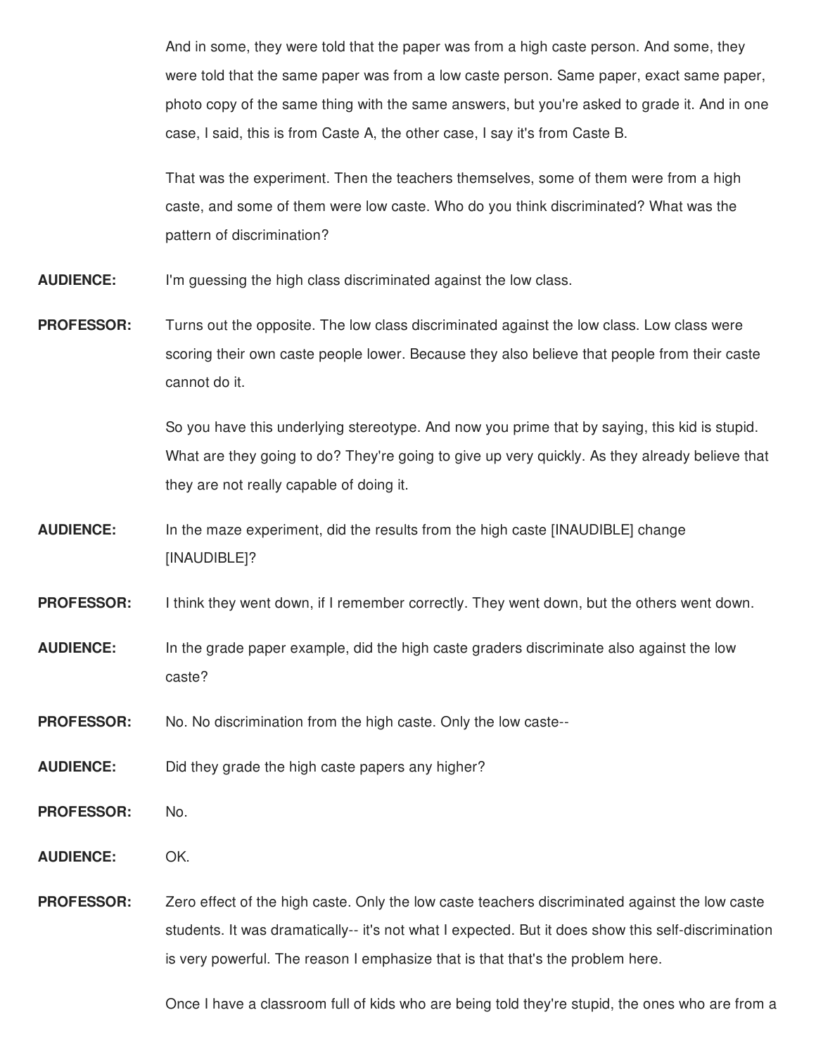And in some, they were told that the paper was from a high caste person. And some, they were told that the same paper was from a low caste person. Same paper, exact same paper, photo copy of the same thing with the same answers, but you're asked to grade it. And in one case, I said, this is from Caste A, the other case, I say it's from Caste B.

That was the experiment. Then the teachers themselves, some of them were from a high caste, and some of them were low caste. Who do you think discriminated? What was the pattern of discrimination?

**AUDIENCE:** I'm guessing the high class discriminated against the low class.

**PROFESSOR:** Turns out the opposite. The low class discriminated against the low class. Low class were scoring their own caste people lower. Because they also believe that people from their caste cannot do it.

So you have this underlying stereotype. And now you prime that by saying, this kid is stupid. What are they going to do? They're going to give up very quickly. As they already believe that they are not really capable of doing it.

**AUDIENCE:** In the maze experiment, did the results from the high caste [INAUDIBLE] change [INAUDIBLE]?

**PROFESSOR:** I think they went down, if I remember correctly. They went down, but the others went down.

**AUDIENCE:** In the grade paper example, did the high caste graders discriminate also against the low caste?

**PROFESSOR:** No. No discrimination from the high caste. Only the low caste--

**AUDIENCE:** Did they grade the high caste papers any higher?

**PROFESSOR:** No.

**AUDIENCE:** OK.

**PROFESSOR:** Zero effect of the high caste. Only the low caste teachers discriminated against the low caste students. It was dramatically-- it's not what I expected. But it does show this self-discrimination is very powerful. The reason I emphasize that is that that's the problem here.

Once I have a classroom full of kids who are being told they're stupid, the ones who are from a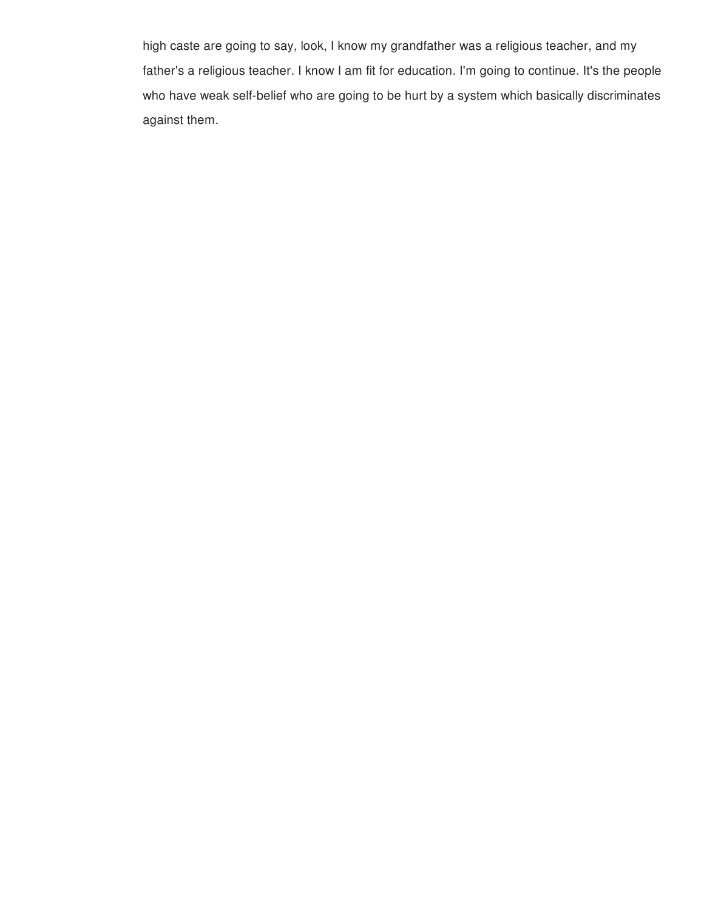high caste are going to say, look, I know my grandfather was a religious teacher, and my father's a religious teacher. I know I am fit for education. I'm going to continue. It's the people who have weak self-belief who are going to be hurt by a system which basically discriminates against them.